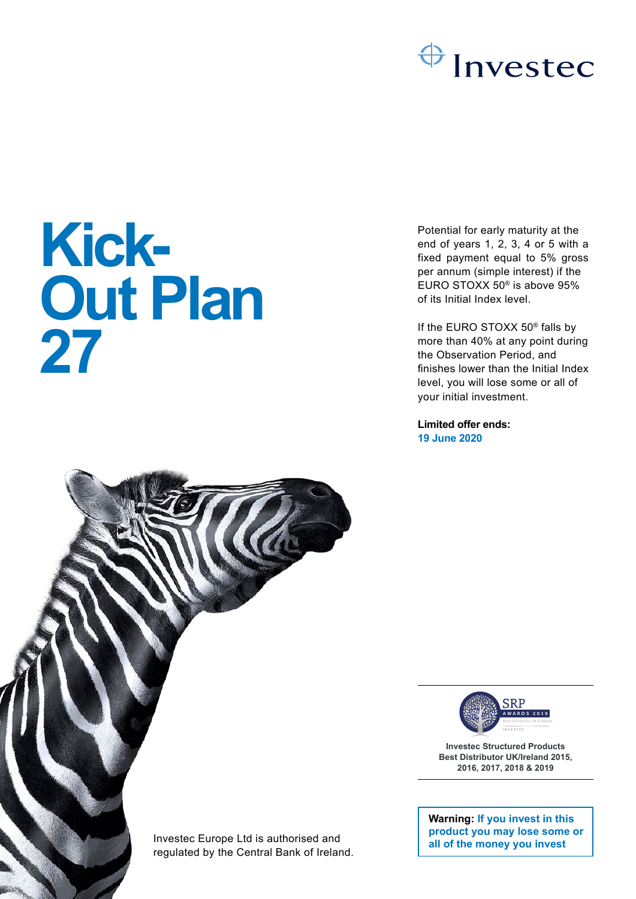Investec

# Kick-Out Plan 27

Potential for early maturity at the end of years 1, 2, 3, 4 or 5 with a fixed payment equal to 5% gross per annum (simple interest) if the EURO STOXX 50® is above 95% of its Initial Index level.

If the EURO STOXX 50® falls by more than 40% at any point during the Observation Period, and finishes lower than the Initial Index level, you will lose some or all of your initial investment.

**Limited offer ends:**
**19 June 2020**

SRP AWARDS 2019

**Investec Structured Products Best Distributor UK/Ireland 2015, 2016, 2017, 2018 & 2019**

Investec Europe Ltd is authorised and regulated by the Central Bank of Ireland.

**Warning: If you invest in this product you may lose some or all of the money you invest**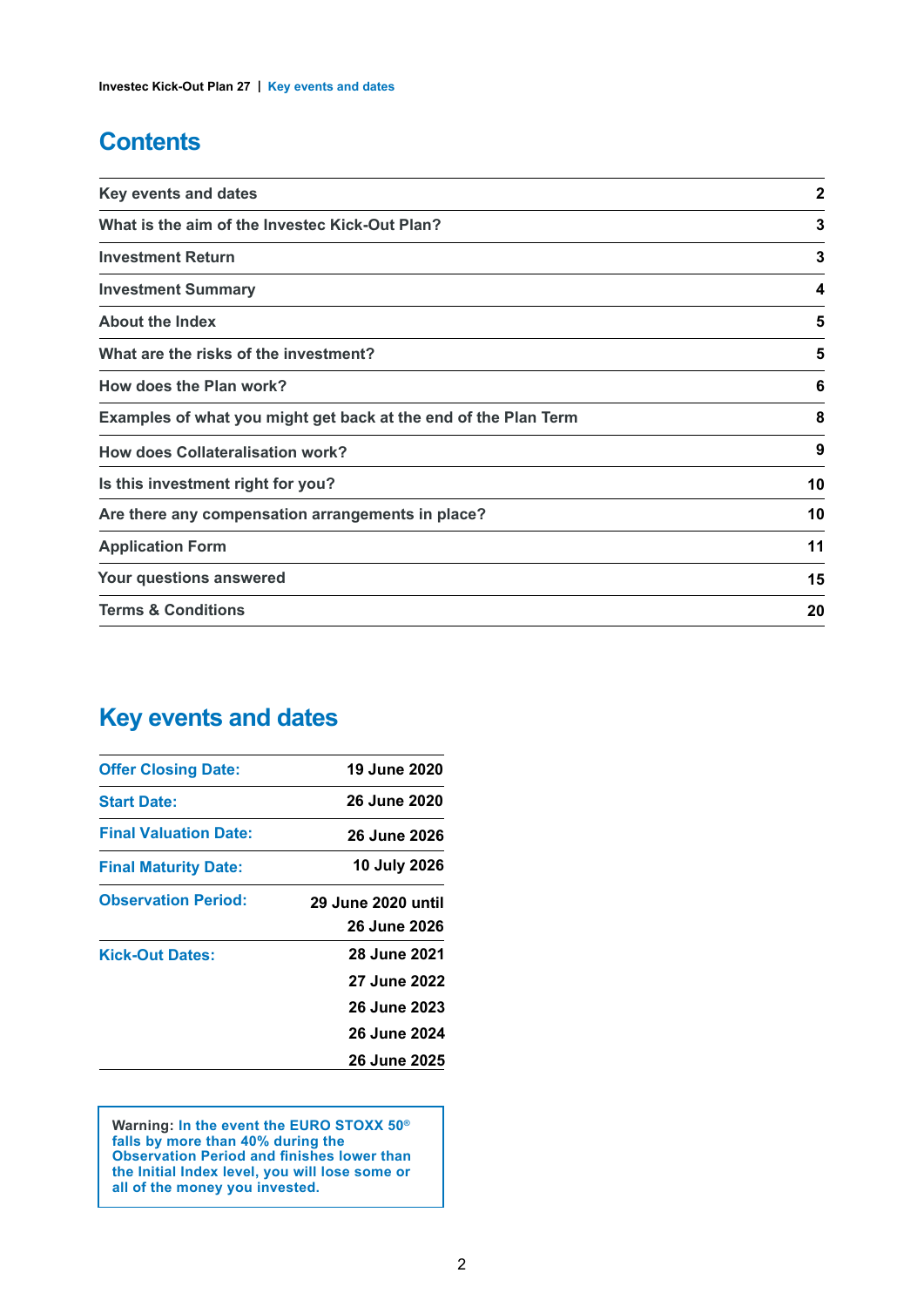# Contents

| | |
|---|---|
| Key events and dates | 2 |
| What is the aim of the Investec Kick-Out Plan? | 3 |
| Investment Return | 3 |
| Investment Summary | 4 |
| About the Index | 5 |
| What are the risks of the investment? | 5 |
| How does the Plan work? | 6 |
| Examples of what you might get back at the end of the Plan Term | 8 |
| How does Collateralisation work? | 9 |
| Is this investment right for you? | 10 |
| Are there any compensation arrangements in place? | 10 |
| Application Form | 11 |
| Your questions answered | 15 |
| Terms & Conditions | 20 |

# Key events and dates

| | |
|---|---|
| Offer Closing Date: | 19 June 2020 |
| Start Date: | 26 June 2020 |
| Final Valuation Date: | 26 June 2026 |
| Final Maturity Date: | 10 July 2026 |
| Observation Period: | 29 June 2020 until 26 June 2026 |
| Kick-Out Dates: | 28 June 2021<br>27 June 2022<br>26 June 2023<br>26 June 2024<br>26 June 2025 |

**Warning: In the event the EURO STOXX 50® falls by more than 40% during the Observation Period and finishes lower than the Initial Index level, you will lose some or all of the money you invested.**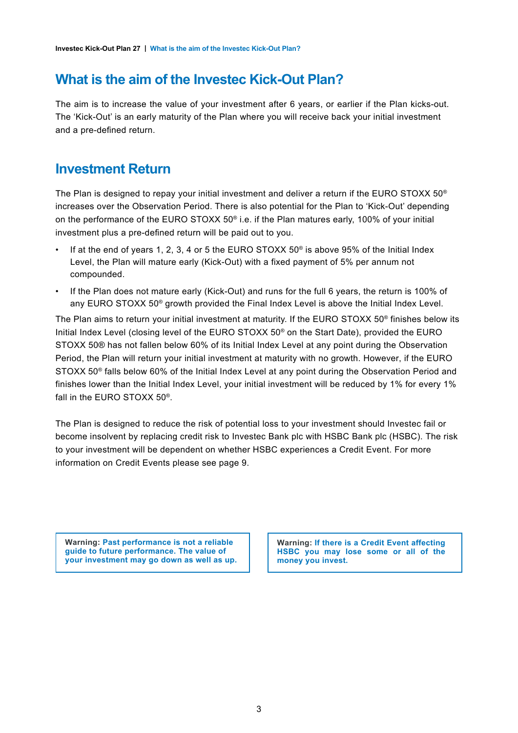# What is the aim of the Investec Kick-Out Plan?

The aim is to increase the value of your investment after 6 years, or earlier if the Plan kicks-out. The 'Kick-Out' is an early maturity of the Plan where you will receive back your initial investment and a pre-defined return.

## Investment Return

The Plan is designed to repay your initial investment and deliver a return if the EURO STOXX 50® increases over the Observation Period. There is also potential for the Plan to 'Kick-Out' depending on the performance of the EURO STOXX 50® i.e. if the Plan matures early, 100% of your initial investment plus a pre-defined return will be paid out to you.

- If at the end of years 1, 2, 3, 4 or 5 the EURO STOXX 50® is above 95% of the Initial Index Level, the Plan will mature early (Kick-Out) with a fixed payment of 5% per annum not compounded.
- If the Plan does not mature early (Kick-Out) and runs for the full 6 years, the return is 100% of any EURO STOXX 50® growth provided the Final Index Level is above the Initial Index Level.

The Plan aims to return your initial investment at maturity. If the EURO STOXX 50® finishes below its Initial Index Level (closing level of the EURO STOXX 50® on the Start Date), provided the EURO STOXX 50® has not fallen below 60% of its Initial Index Level at any point during the Observation Period, the Plan will return your initial investment at maturity with no growth. However, if the EURO STOXX 50® falls below 60% of the Initial Index Level at any point during the Observation Period and finishes lower than the Initial Index Level, your initial investment will be reduced by 1% for every 1% fall in the EURO STOXX 50®.

The Plan is designed to reduce the risk of potential loss to your investment should Investec fail or become insolvent by replacing credit risk to Investec Bank plc with HSBC Bank plc (HSBC). The risk to your investment will be dependent on whether HSBC experiences a Credit Event. For more information on Credit Events please see page 9.

**Warning: Past performance is not a reliable guide to future performance. The value of your investment may go down as well as up.**

**Warning: If there is a Credit Event affecting HSBC you may lose some or all of the money you invest.**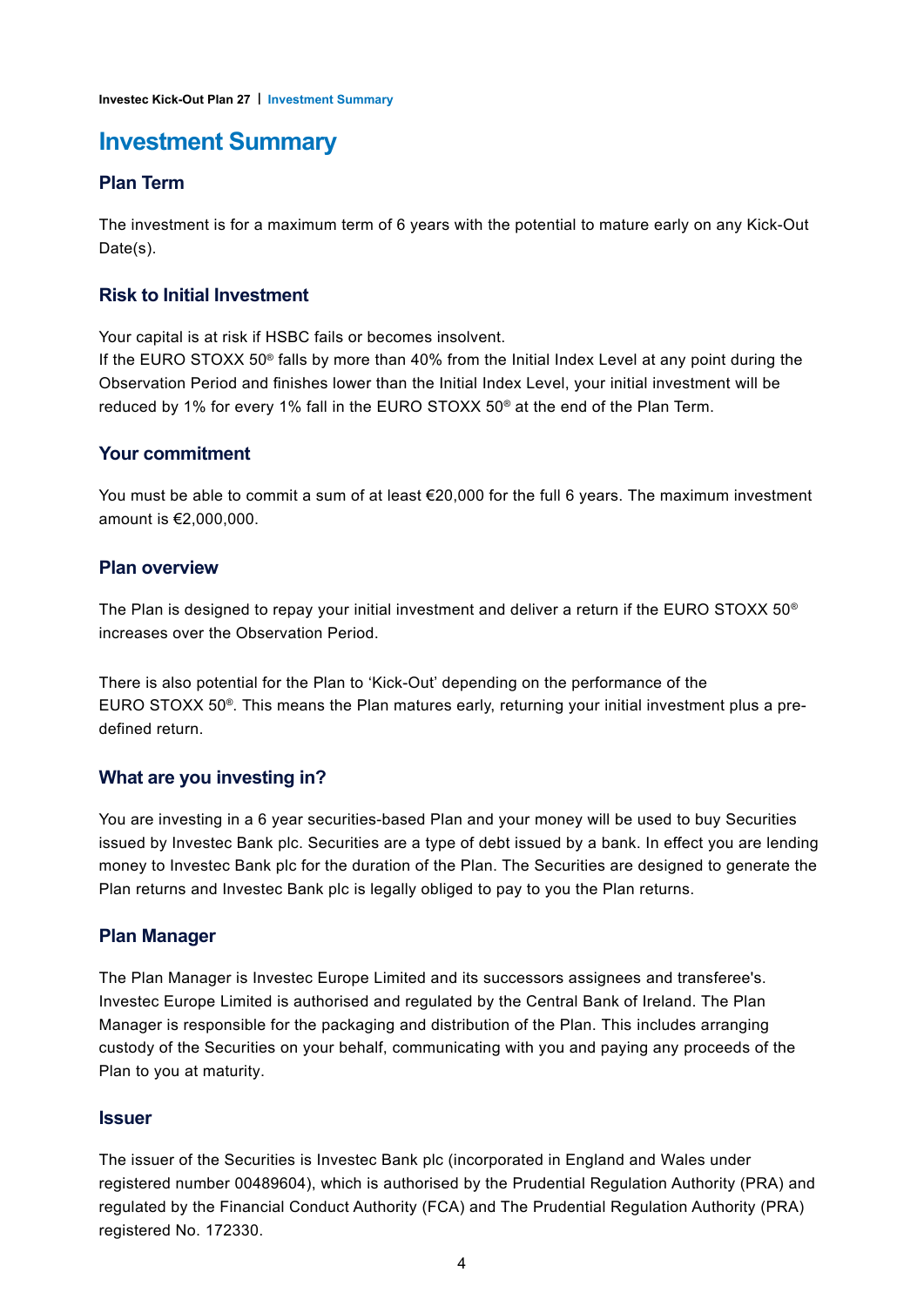# Investment Summary

## Plan Term

The investment is for a maximum term of 6 years with the potential to mature early on any Kick-Out Date(s).

## Risk to Initial Investment

Your capital is at risk if HSBC fails or becomes insolvent.
If the EURO STOXX 50® falls by more than 40% from the Initial Index Level at any point during the Observation Period and finishes lower than the Initial Index Level, your initial investment will be reduced by 1% for every 1% fall in the EURO STOXX 50® at the end of the Plan Term.

## Your commitment

You must be able to commit a sum of at least €20,000 for the full 6 years. The maximum investment amount is €2,000,000.

## Plan overview

The Plan is designed to repay your initial investment and deliver a return if the EURO STOXX 50® increases over the Observation Period.

There is also potential for the Plan to 'Kick-Out' depending on the performance of the EURO STOXX 50®. This means the Plan matures early, returning your initial investment plus a pre-defined return.

## What are you investing in?

You are investing in a 6 year securities-based Plan and your money will be used to buy Securities issued by Investec Bank plc. Securities are a type of debt issued by a bank. In effect you are lending money to Investec Bank plc for the duration of the Plan. The Securities are designed to generate the Plan returns and Investec Bank plc is legally obliged to pay to you the Plan returns.

## Plan Manager

The Plan Manager is Investec Europe Limited and its successors assignees and transferee's. Investec Europe Limited is authorised and regulated by the Central Bank of Ireland. The Plan Manager is responsible for the packaging and distribution of the Plan. This includes arranging custody of the Securities on your behalf, communicating with you and paying any proceeds of the Plan to you at maturity.

## Issuer

The issuer of the Securities is Investec Bank plc (incorporated in England and Wales under registered number 00489604), which is authorised by the Prudential Regulation Authority (PRA) and regulated by the Financial Conduct Authority (FCA) and The Prudential Regulation Authority (PRA) registered No. 172330.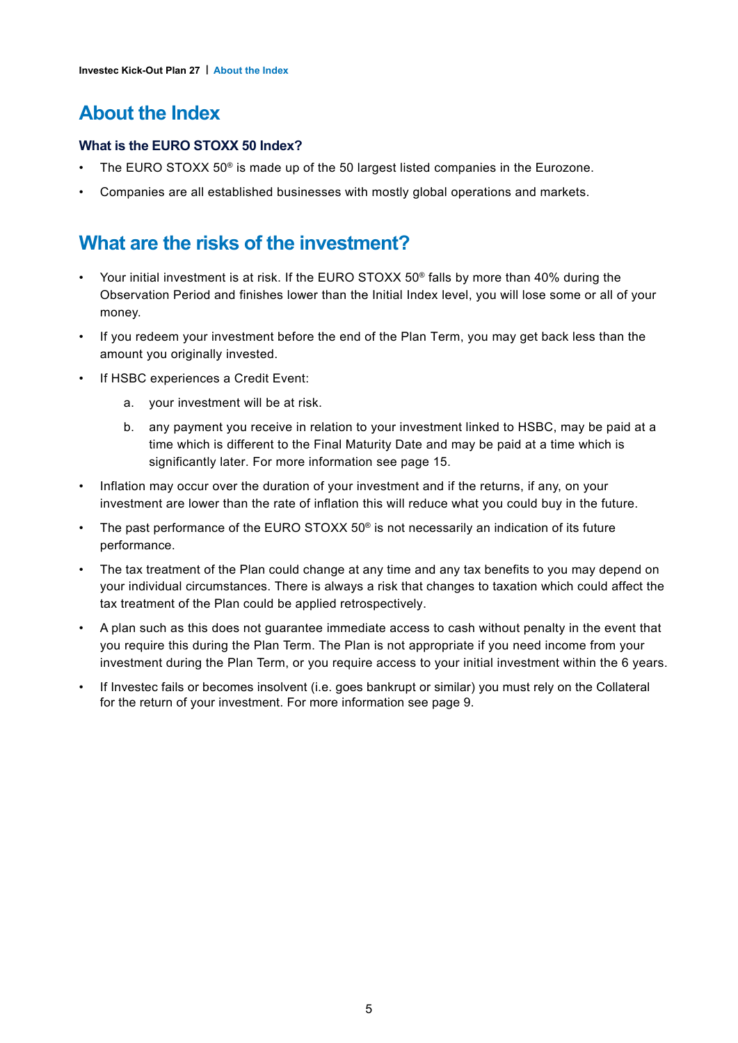# About the Index

### What is the EURO STOXX 50 Index?

- The EURO STOXX 50® is made up of the 50 largest listed companies in the Eurozone.
- Companies are all established businesses with mostly global operations and markets.

# What are the risks of the investment?

- Your initial investment is at risk. If the EURO STOXX 50® falls by more than 40% during the Observation Period and finishes lower than the Initial Index level, you will lose some or all of your money.
- If you redeem your investment before the end of the Plan Term, you may get back less than the amount you originally invested.
- If HSBC experiences a Credit Event:
  a. your investment will be at risk.
  b. any payment you receive in relation to your investment linked to HSBC, may be paid at a time which is different to the Final Maturity Date and may be paid at a time which is significantly later. For more information see page 15.
- Inflation may occur over the duration of your investment and if the returns, if any, on your investment are lower than the rate of inflation this will reduce what you could buy in the future.
- The past performance of the EURO STOXX 50® is not necessarily an indication of its future performance.
- The tax treatment of the Plan could change at any time and any tax benefits to you may depend on your individual circumstances. There is always a risk that changes to taxation which could affect the tax treatment of the Plan could be applied retrospectively.
- A plan such as this does not guarantee immediate access to cash without penalty in the event that you require this during the Plan Term. The Plan is not appropriate if you need income from your investment during the Plan Term, or you require access to your initial investment within the 6 years.
- If Investec fails or becomes insolvent (i.e. goes bankrupt or similar) you must rely on the Collateral for the return of your investment. For more information see page 9.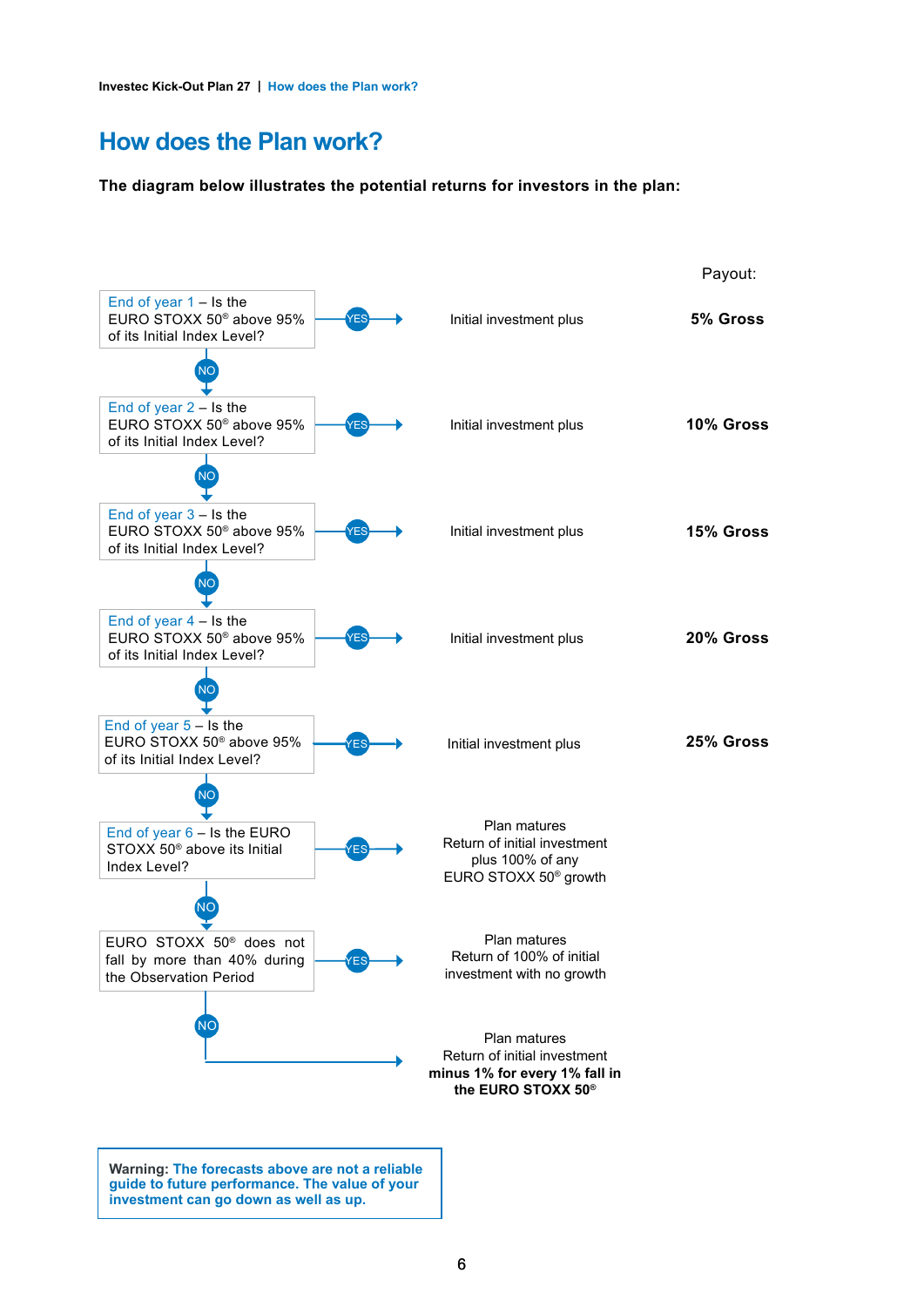## How does the Plan work?

**The diagram below illustrates the potential returns for investors in the plan:**

| Question | Answer | Outcome | Payout: |
|---|---|---|---|
| End of year 1 – Is the EURO STOXX 50® above 95% of its Initial Index Level? | YES | Initial investment plus | **5% Gross** |
| If NO: End of year 2 – Is the EURO STOXX 50® above 95% of its Initial Index Level? | YES | Initial investment plus | **10% Gross** |
| If NO: End of year 3 – Is the EURO STOXX 50® above 95% of its Initial Index Level? | YES | Initial investment plus | **15% Gross** |
| If NO: End of year 4 – Is the EURO STOXX 50® above 95% of its Initial Index Level? | YES | Initial investment plus | **20% Gross** |
| If NO: End of year 5 – Is the EURO STOXX 50® above 95% of its Initial Index Level? | YES | Initial investment plus | **25% Gross** |
| If NO: End of year 6 – Is the EURO STOXX 50® above its Initial Index Level? | YES | Plan matures. Return of initial investment plus 100% of any EURO STOXX 50® growth | |
| If NO: EURO STOXX 50® does not fall by more than 40% during the Observation Period | YES | Plan matures. Return of 100% of initial investment with no growth | |
| | NO | Plan matures. Return of initial investment **minus 1% for every 1% fall in the EURO STOXX 50®** | |

**Warning: The forecasts above are not a reliable guide to future performance. The value of your investment can go down as well as up.**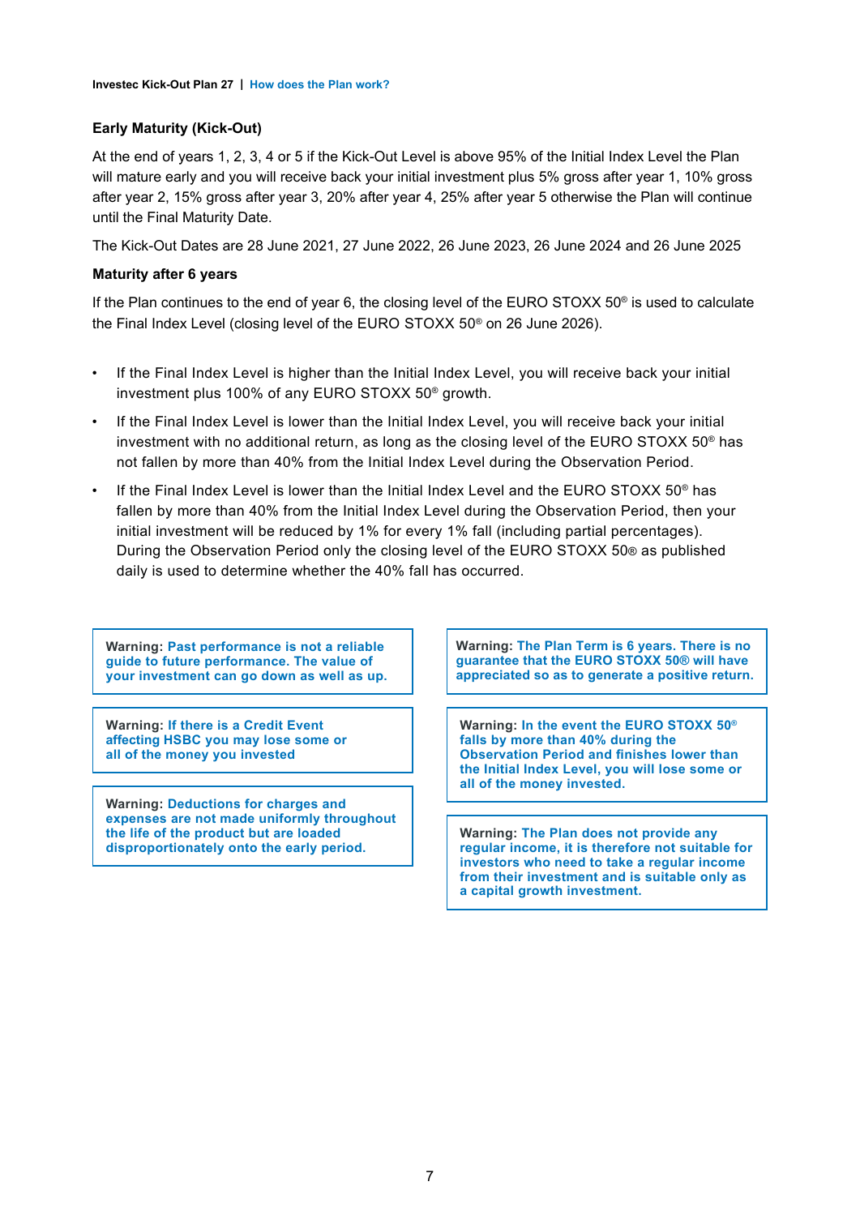### Early Maturity (Kick-Out)

At the end of years 1, 2, 3, 4 or 5 if the Kick-Out Level is above 95% of the Initial Index Level the Plan will mature early and you will receive back your initial investment plus 5% gross after year 1, 10% gross after year 2, 15% gross after year 3, 20% after year 4, 25% after year 5 otherwise the Plan will continue until the Final Maturity Date.

The Kick-Out Dates are 28 June 2021, 27 June 2022, 26 June 2023, 26 June 2024 and 26 June 2025

### Maturity after 6 years

If the Plan continues to the end of year 6, the closing level of the EURO STOXX 50® is used to calculate the Final Index Level (closing level of the EURO STOXX 50® on 26 June 2026).

- If the Final Index Level is higher than the Initial Index Level, you will receive back your initial investment plus 100% of any EURO STOXX 50® growth.
- If the Final Index Level is lower than the Initial Index Level, you will receive back your initial investment with no additional return, as long as the closing level of the EURO STOXX 50® has not fallen by more than 40% from the Initial Index Level during the Observation Period.
- If the Final Index Level is lower than the Initial Index Level and the EURO STOXX 50® has fallen by more than 40% from the Initial Index Level during the Observation Period, then your initial investment will be reduced by 1% for every 1% fall (including partial percentages). During the Observation Period only the closing level of the EURO STOXX 50® as published daily is used to determine whether the 40% fall has occurred.

**Warning: Past performance is not a reliable guide to future performance. The value of your investment can go down as well as up.**

**Warning: If there is a Credit Event affecting HSBC you may lose some or all of the money you invested**

**Warning: Deductions for charges and expenses are not made uniformly throughout the life of the product but are loaded disproportionately onto the early period.**

**Warning: The Plan Term is 6 years. There is no guarantee that the EURO STOXX 50® will have appreciated so as to generate a positive return.**

**Warning: In the event the EURO STOXX 50® falls by more than 40% during the Observation Period and finishes lower than the Initial Index Level, you will lose some or all of the money invested.**

**Warning: The Plan does not provide any regular income, it is therefore not suitable for investors who need to take a regular income from their investment and is suitable only as a capital growth investment.**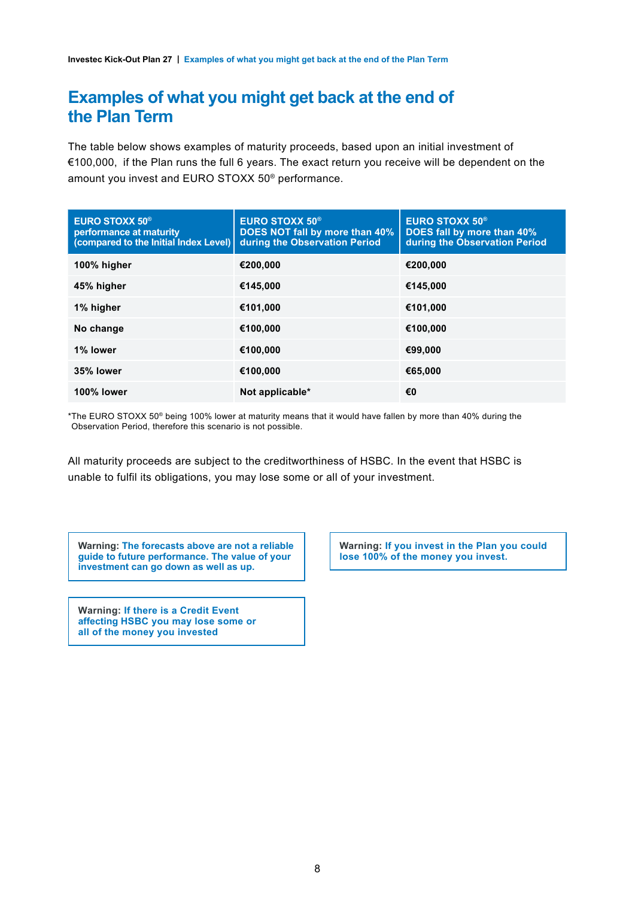# Examples of what you might get back at the end of the Plan Term

The table below shows examples of maturity proceeds, based upon an initial investment of €100,000, if the Plan runs the full 6 years. The exact return you receive will be dependent on the amount you invest and EURO STOXX 50® performance.

| EURO STOXX 50® performance at maturity (compared to the Initial Index Level) | EURO STOXX 50® DOES NOT fall by more than 40% during the Observation Period | EURO STOXX 50® DOES fall by more than 40% during the Observation Period |
|---|---|---|
| 100% higher | €200,000 | €200,000 |
| 45% higher | €145,000 | €145,000 |
| 1% higher | €101,000 | €101,000 |
| No change | €100,000 | €100,000 |
| 1% lower | €100,000 | €99,000 |
| 35% lower | €100,000 | €65,000 |
| 100% lower | Not applicable* | €0 |

*The EURO STOXX 50® being 100% lower at maturity means that it would have fallen by more than 40% during the Observation Period, therefore this scenario is not possible.

All maturity proceeds are subject to the creditworthiness of HSBC. In the event that HSBC is unable to fulfil its obligations, you may lose some or all of your investment.

**Warning: The forecasts above are not a reliable guide to future performance. The value of your investment can go down as well as up.**

**Warning: If you invest in the Plan you could lose 100% of the money you invest.**

**Warning: If there is a Credit Event affecting HSBC you may lose some or all of the money you invested**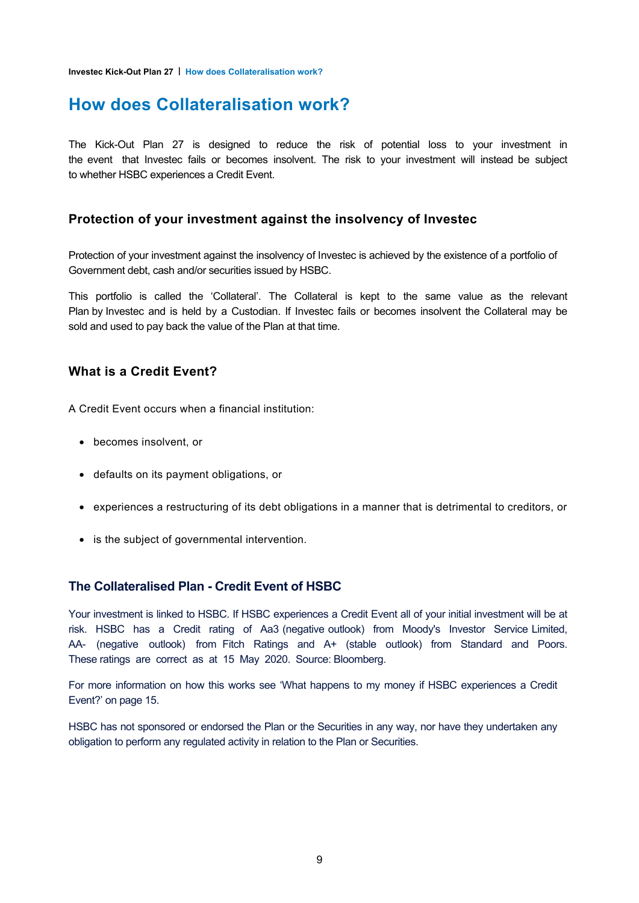# How does Collateralisation work?

The Kick-Out Plan 27 is designed to reduce the risk of potential loss to your investment in the event that Investec fails or becomes insolvent. The risk to your investment will instead be subject to whether HSBC experiences a Credit Event.

## Protection of your investment against the insolvency of Investec

Protection of your investment against the insolvency of Investec is achieved by the existence of a portfolio of Government debt, cash and/or securities issued by HSBC.

This portfolio is called the 'Collateral'. The Collateral is kept to the same value as the relevant Plan by Investec and is held by a Custodian. If Investec fails or becomes insolvent the Collateral may be sold and used to pay back the value of the Plan at that time.

## What is a Credit Event?

A Credit Event occurs when a financial institution:

- becomes insolvent, or
- defaults on its payment obligations, or
- experiences a restructuring of its debt obligations in a manner that is detrimental to creditors, or
- is the subject of governmental intervention.

## The Collateralised Plan - Credit Event of HSBC

Your investment is linked to HSBC. If HSBC experiences a Credit Event all of your initial investment will be at risk. HSBC has a Credit rating of Aa3 (negative outlook) from Moody's Investor Service Limited, AA- (negative outlook) from Fitch Ratings and A+ (stable outlook) from Standard and Poors. These ratings are correct as at 15 May 2020. Source: Bloomberg.

For more information on how this works see 'What happens to my money if HSBC experiences a Credit Event?' on page 15.

HSBC has not sponsored or endorsed the Plan or the Securities in any way, nor have they undertaken any obligation to perform any regulated activity in relation to the Plan or Securities.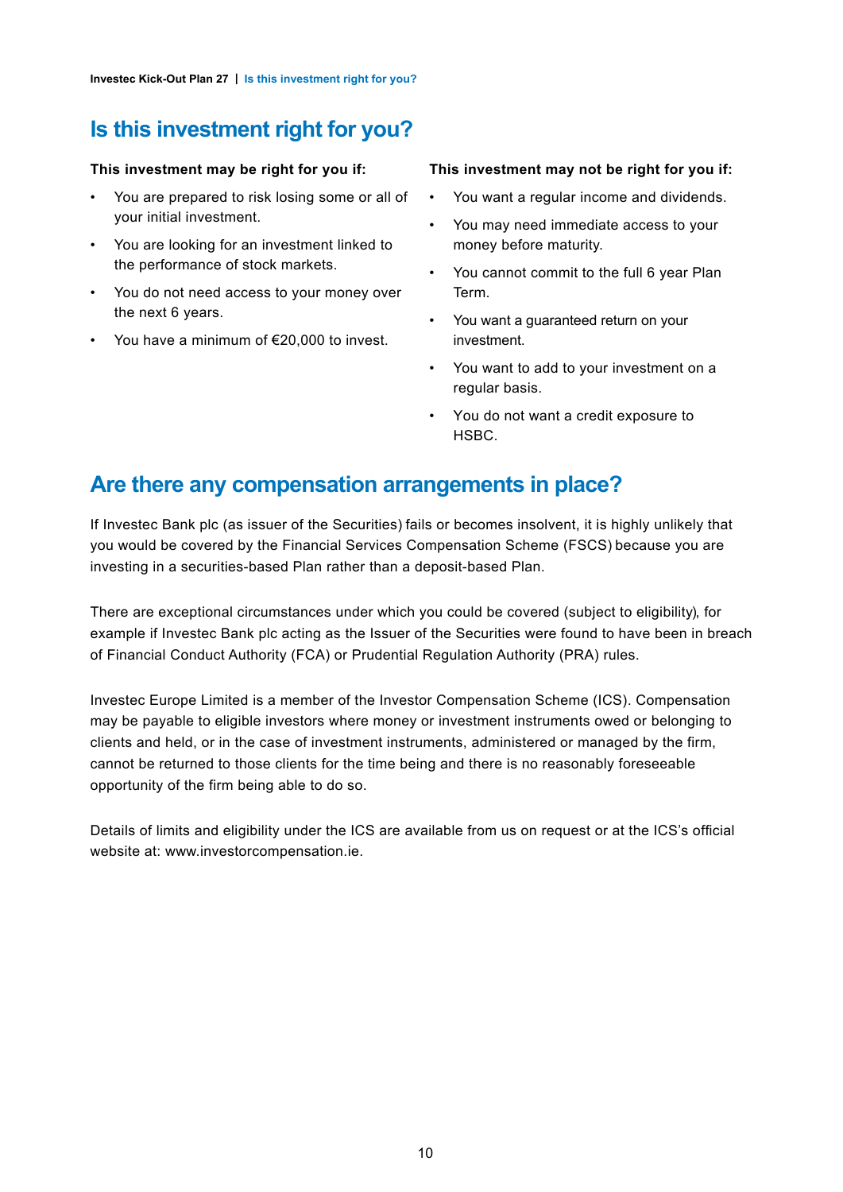## Is this investment right for you?

**This investment may be right for you if:**

- You are prepared to risk losing some or all of your initial investment.
- You are looking for an investment linked to the performance of stock markets.
- You do not need access to your money over the next 6 years.
- You have a minimum of €20,000 to invest.

**This investment may not be right for you if:**

- You want a regular income and dividends.
- You may need immediate access to your money before maturity.
- You cannot commit to the full 6 year Plan Term.
- You want a guaranteed return on your investment.
- You want to add to your investment on a regular basis.
- You do not want a credit exposure to HSBC.

## Are there any compensation arrangements in place?

If Investec Bank plc (as issuer of the Securities) fails or becomes insolvent, it is highly unlikely that you would be covered by the Financial Services Compensation Scheme (FSCS) because you are investing in a securities-based Plan rather than a deposit-based Plan.

There are exceptional circumstances under which you could be covered (subject to eligibility), for example if Investec Bank plc acting as the Issuer of the Securities were found to have been in breach of Financial Conduct Authority (FCA) or Prudential Regulation Authority (PRA) rules.

Investec Europe Limited is a member of the Investor Compensation Scheme (ICS). Compensation may be payable to eligible investors where money or investment instruments owed or belonging to clients and held, or in the case of investment instruments, administered or managed by the firm, cannot be returned to those clients for the time being and there is no reasonably foreseeable opportunity of the firm being able to do so.

Details of limits and eligibility under the ICS are available from us on request or at the ICS's official website at: www.investorcompensation.ie.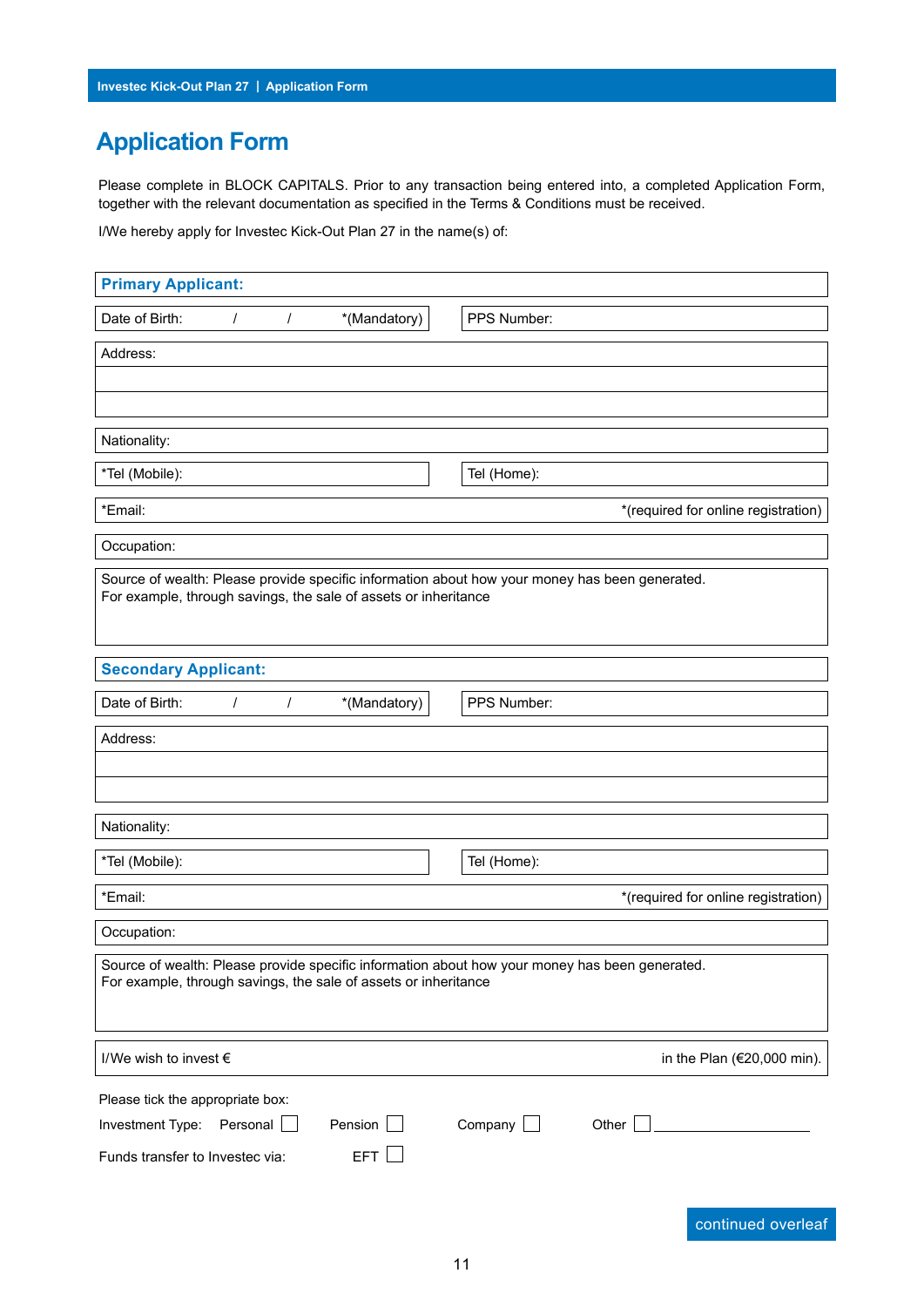# Application Form

Please complete in BLOCK CAPITALS. Prior to any transaction being entered into, a completed Application Form, together with the relevant documentation as specified in the Terms & Conditions must be received.

I/We hereby apply for Investec Kick-Out Plan 27 in the name(s) of:

**Primary Applicant:**

| Date of Birth: / / *(Mandatory) | PPS Number: |
|---|---|

Address:

Nationality:

| *Tel (Mobile): | Tel (Home): |
|---|---|

*Email: *(required for online registration)

Occupation:

Source of wealth: Please provide specific information about how your money has been generated.
For example, through savings, the sale of assets or inheritance

**Secondary Applicant:**

| Date of Birth: / / *(Mandatory) | PPS Number: |
|---|---|

Address:

Nationality:

| *Tel (Mobile): | Tel (Home): |
|---|---|

*Email: *(required for online registration)

Occupation:

Source of wealth: Please provide specific information about how your money has been generated.
For example, through savings, the sale of assets or inheritance

I/We wish to invest € in the Plan (€20,000 min).

Please tick the appropriate box:

Investment Type: Personal ☐ Pension ☐ Company ☐ Other ☐ ____________

Funds transfer to Investec via: EFT ☐

continued overleaf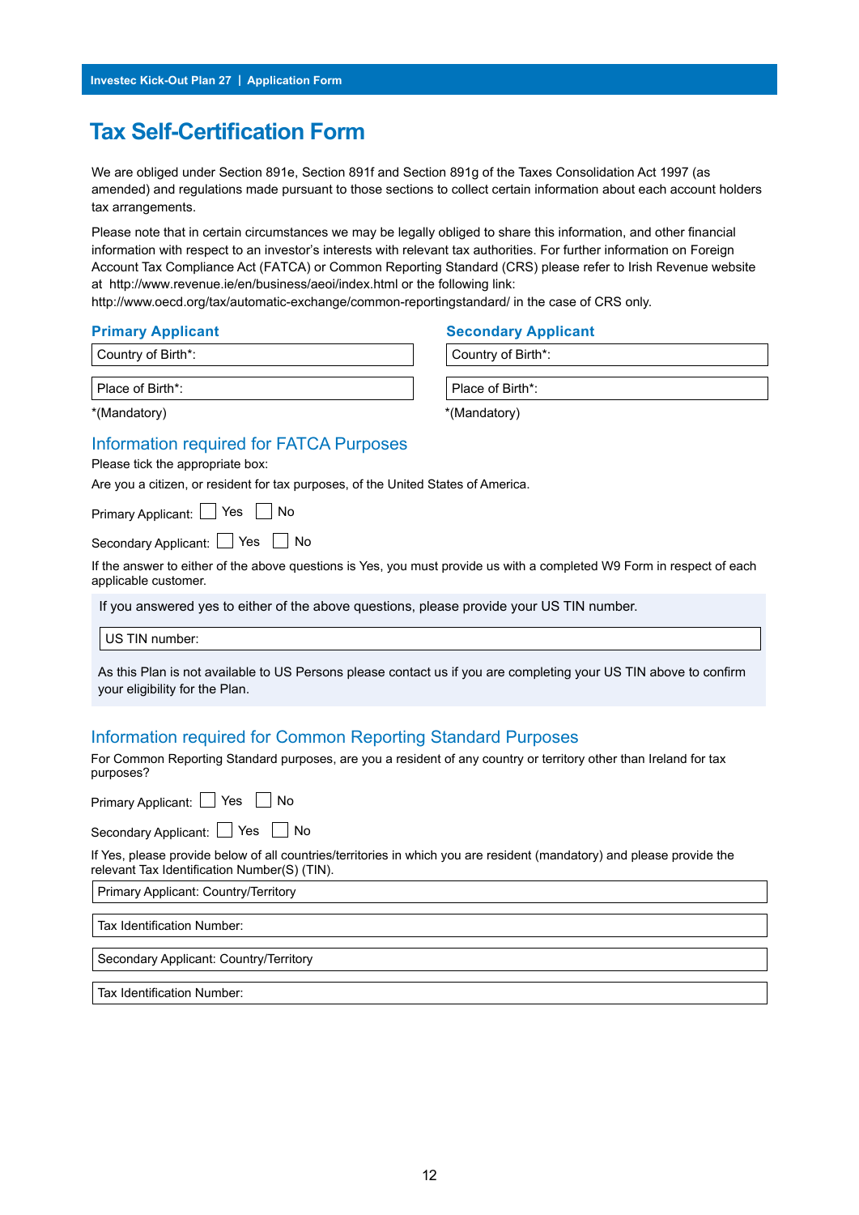# Tax Self-Certification Form

We are obliged under Section 891e, Section 891f and Section 891g of the Taxes Consolidation Act 1997 (as amended) and regulations made pursuant to those sections to collect certain information about each account holders tax arrangements.

Please note that in certain circumstances we may be legally obliged to share this information, and other financial information with respect to an investor's interests with relevant tax authorities. For further information on Foreign Account Tax Compliance Act (FATCA) or Common Reporting Standard (CRS) please refer to Irish Revenue website at http://www.revenue.ie/en/business/aeoi/index.html or the following link: http://www.oecd.org/tax/automatic-exchange/common-reportingstandard/ in the case of CRS only.

| **Primary Applicant** | **Secondary Applicant** |
|---|---|
| Country of Birth*: | Country of Birth*: |
| Place of Birth*: | Place of Birth*: |
| *(Mandatory) | *(Mandatory) |

## Information required for FATCA Purposes

Please tick the appropriate box:

Are you a citizen, or resident for tax purposes, of the United States of America.

Primary Applicant: ☐ Yes ☐ No

Secondary Applicant: ☐ Yes ☐ No

If the answer to either of the above questions is Yes, you must provide us with a completed W9 Form in respect of each applicable customer.

If you answered yes to either of the above questions, please provide your US TIN number.

US TIN number:

As this Plan is not available to US Persons please contact us if you are completing your US TIN above to confirm your eligibility for the Plan.

## Information required for Common Reporting Standard Purposes

For Common Reporting Standard purposes, are you a resident of any country or territory other than Ireland for tax purposes?

Primary Applicant: ☐ Yes ☐ No

Secondary Applicant: ☐ Yes ☐ No

If Yes, please provide below of all countries/territories in which you are resident (mandatory) and please provide the relevant Tax Identification Number(S) (TIN).

Primary Applicant: Country/Territory

Tax Identification Number:

Secondary Applicant: Country/Territory

Tax Identification Number: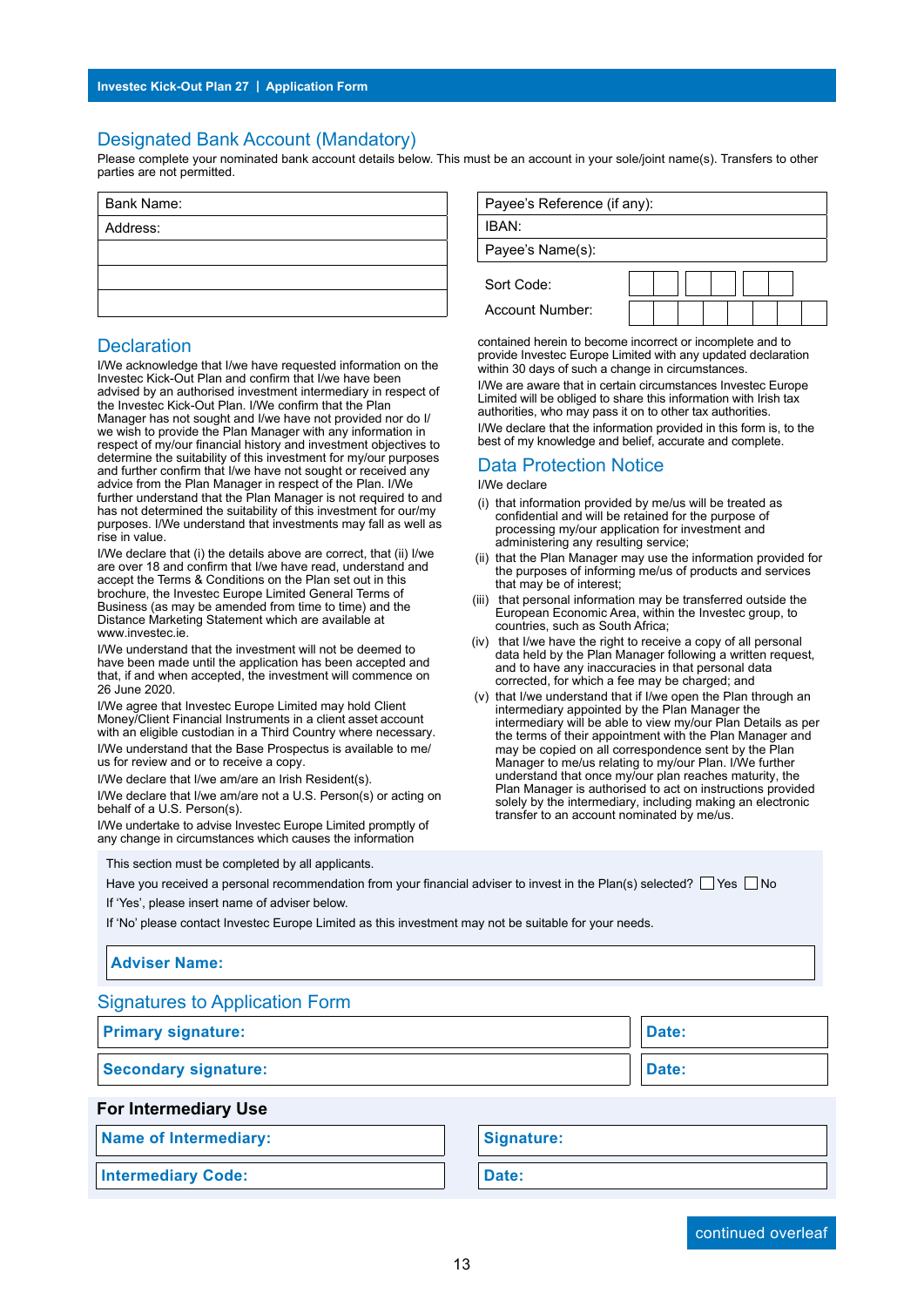## Designated Bank Account (Mandatory)

Please complete your nominated bank account details below. This must be an account in your sole/joint name(s). Transfers to other parties are not permitted.

| Bank Name: |
|---|
| Address: |
| |
| |
| |

| Payee's Reference (if any): |
|---|
| IBAN: |
| Payee's Name(s): |

| Sort Code: | | | | | | |
|---|---|---|---|---|---|---|

| Account Number: | | | | | | | | |
|---|---|---|---|---|---|---|---|---|

## Declaration

I/We acknowledge that I/we have requested information on the Investec Kick-Out Plan and confirm that I/we have been advised by an authorised investment intermediary in respect of the Investec Kick-Out Plan. I/We confirm that the Plan Manager has not sought and I/we have not provided nor do I/we wish to provide the Plan Manager with any information in respect of my/our financial history and investment objectives to determine the suitability of this investment for my/our purposes and further confirm that I/we have not sought or received any advice from the Plan Manager in respect of the Plan. I/We further understand that the Plan Manager is not required to and has not determined the suitability of this investment for our/my purposes. I/We understand that investments may fall as well as rise in value.

I/We declare that (i) the details above are correct, that (ii) I/we are over 18 and confirm that I/we have read, understand and accept the Terms & Conditions on the Plan set out in this brochure, the Investec Europe Limited General Terms of Business (as may be amended from time to time) and the Distance Marketing Statement which are available at www.investec.ie.

I/We understand that the investment will not be deemed to have been made until the application has been accepted and that, if and when accepted, the investment will commence on 26 June 2020.

I/We agree that Investec Europe Limited may hold Client Money/Client Financial Instruments in a client asset account with an eligible custodian in a Third Country where necessary.

I/We understand that the Base Prospectus is available to me/us for review and or to receive a copy.

I/We declare that I/we am/are an Irish Resident(s).

I/We declare that I/we am/are not a U.S. Person(s) or acting on behalf of a U.S. Person(s).

I/We undertake to advise Investec Europe Limited promptly of any change in circumstances which causes the information contained herein to become incorrect or incomplete and to provide Investec Europe Limited with any updated declaration within 30 days of such a change in circumstances.

I/We are aware that in certain circumstances Investec Europe Limited will be obliged to share this information with Irish tax authorities, who may pass it on to other tax authorities.

I/We declare that the information provided in this form is, to the best of my knowledge and belief, accurate and complete.

## Data Protection Notice

I/We declare

(i) that information provided by me/us will be treated as confidential and will be retained for the purpose of processing my/our application for investment and administering any resulting service;

(ii) that the Plan Manager may use the information provided for the purposes of informing me/us of products and services that may be of interest;

(iii) that personal information may be transferred outside the European Economic Area, within the Investec group, to countries, such as South Africa;

(iv) that I/we have the right to receive a copy of all personal data held by the Plan Manager following a written request, and to have any inaccuracies in that personal data corrected, for which a fee may be charged; and

(v) that I/we understand that if I/we open the Plan through an intermediary appointed by the Plan Manager the intermediary will be able to view my/our Plan Details as per the terms of their appointment with the Plan Manager and may be copied on all correspondence sent by the Plan Manager to me/us relating to my/our Plan. I/We further understand that once my/our plan reaches maturity, the Plan Manager is authorised to act on instructions provided solely by the intermediary, including making an electronic transfer to an account nominated by me/us.

This section must be completed by all applicants.

Have you received a personal recommendation from your financial adviser to invest in the Plan(s) selected? ☐ Yes ☐ No

If 'Yes', please insert name of adviser below.

If 'No' please contact Investec Europe Limited as this investment may not be suitable for your needs.

| **Adviser Name:** |
|---|

## Signatures to Application Form

| **Primary signature:** | **Date:** |
|---|---|
| **Secondary signature:** | **Date:** |

### For Intermediary Use

| **Name of Intermediary:** | **Signature:** |
|---|---|
| **Intermediary Code:** | **Date:** |

continued overleaf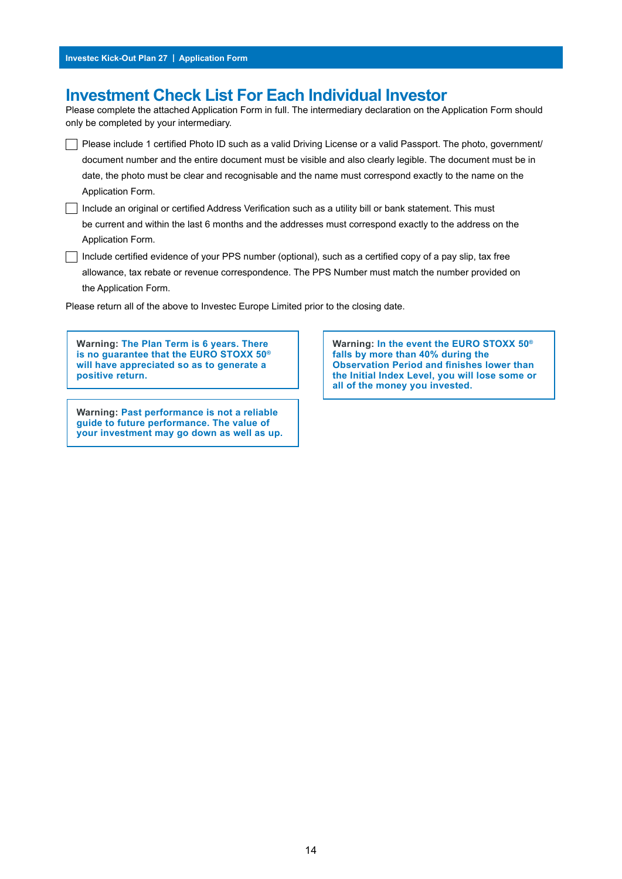# Investment Check List For Each Individual Investor

Please complete the attached Application Form in full. The intermediary declaration on the Application Form should only be completed by your intermediary.

- ☐ Please include 1 certified Photo ID such as a valid Driving License or a valid Passport. The photo, government/document number and the entire document must be visible and also clearly legible. The document must be in date, the photo must be clear and recognisable and the name must correspond exactly to the name on the Application Form.
- ☐ Include an original or certified Address Verification such as a utility bill or bank statement. This must be current and within the last 6 months and the addresses must correspond exactly to the address on the Application Form.
- ☐ Include certified evidence of your PPS number (optional), such as a certified copy of a pay slip, tax free allowance, tax rebate or revenue correspondence. The PPS Number must match the number provided on the Application Form.

Please return all of the above to Investec Europe Limited prior to the closing date.

**Warning: The Plan Term is 6 years. There is no guarantee that the EURO STOXX 50® will have appreciated so as to generate a positive return.**

**Warning: Past performance is not a reliable guide to future performance. The value of your investment may go down as well as up.**

**Warning: In the event the EURO STOXX 50® falls by more than 40% during the Observation Period and finishes lower than the Initial Index Level, you will lose some or all of the money you invested.**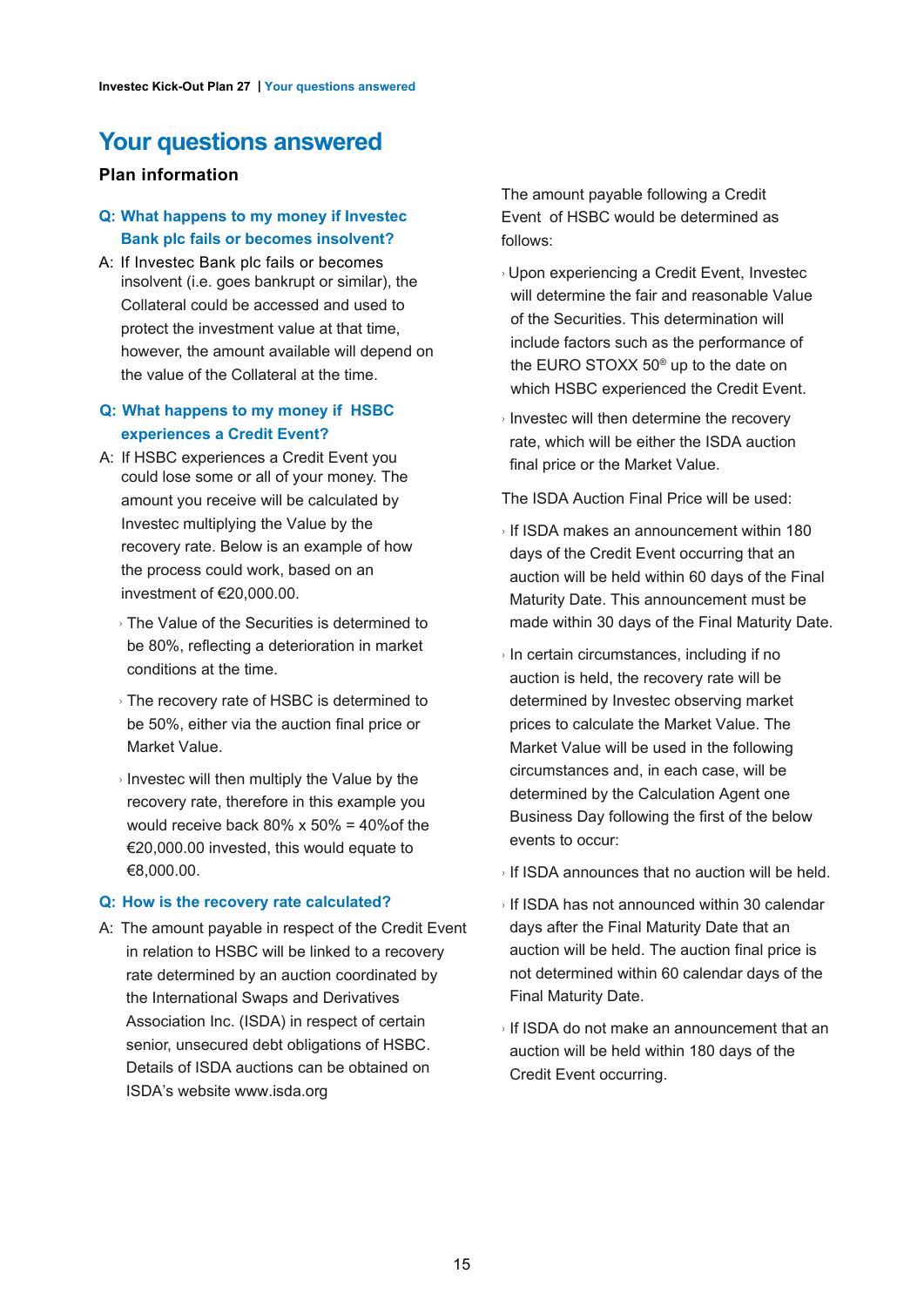# Your questions answered

## Plan information

### Q: What happens to my money if Investec Bank plc fails or becomes insolvent?

A: If Investec Bank plc fails or becomes insolvent (i.e. goes bankrupt or similar), the Collateral could be accessed and used to protect the investment value at that time, however, the amount available will depend on the value of the Collateral at the time.

### Q: What happens to my money if HSBC experiences a Credit Event?

A: If HSBC experiences a Credit Event you could lose some or all of your money. The amount you receive will be calculated by Investec multiplying the Value by the recovery rate. Below is an example of how the process could work, based on an investment of €20,000.00.

- The Value of the Securities is determined to be 80%, reflecting a deterioration in market conditions at the time.
- The recovery rate of HSBC is determined to be 50%, either via the auction final price or Market Value.
- Investec will then multiply the Value by the recovery rate, therefore in this example you would receive back 80% x 50% = 40%of the €20,000.00 invested, this would equate to €8,000.00.

### Q: How is the recovery rate calculated?

A: The amount payable in respect of the Credit Event in relation to HSBC will be linked to a recovery rate determined by an auction coordinated by the International Swaps and Derivatives Association Inc. (ISDA) in respect of certain senior, unsecured debt obligations of HSBC. Details of ISDA auctions can be obtained on ISDA's website www.isda.org

The amount payable following a Credit Event of HSBC would be determined as follows:

- Upon experiencing a Credit Event, Investec will determine the fair and reasonable Value of the Securities. This determination will include factors such as the performance of the EURO STOXX 50® up to the date on which HSBC experienced the Credit Event.
- Investec will then determine the recovery rate, which will be either the ISDA auction final price or the Market Value.

The ISDA Auction Final Price will be used:

- If ISDA makes an announcement within 180 days of the Credit Event occurring that an auction will be held within 60 days of the Final Maturity Date. This announcement must be made within 30 days of the Final Maturity Date.
- In certain circumstances, including if no auction is held, the recovery rate will be determined by Investec observing market prices to calculate the Market Value. The Market Value will be used in the following circumstances and, in each case, will be determined by the Calculation Agent one Business Day following the first of the below events to occur:
- If ISDA announces that no auction will be held.
- If ISDA has not announced within 30 calendar days after the Final Maturity Date that an auction will be held. The auction final price is not determined within 60 calendar days of the Final Maturity Date.
- If ISDA do not make an announcement that an auction will be held within 180 days of the Credit Event occurring.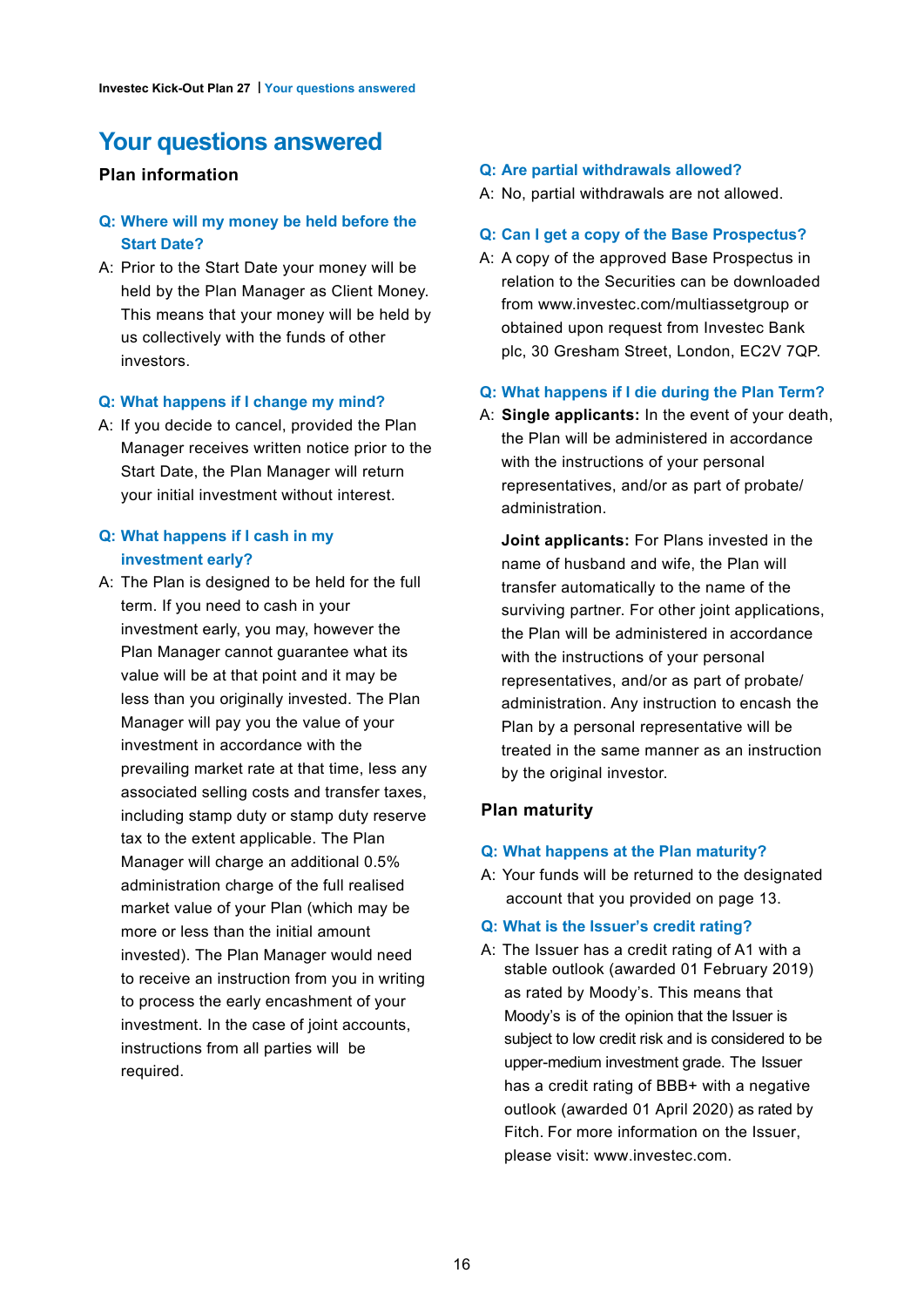# Your questions answered

## Plan information

**Q: Where will my money be held before the Start Date?**

A: Prior to the Start Date your money will be held by the Plan Manager as Client Money. This means that your money will be held by us collectively with the funds of other investors.

**Q: What happens if I change my mind?**

A: If you decide to cancel, provided the Plan Manager receives written notice prior to the Start Date, the Plan Manager will return your initial investment without interest.

**Q: What happens if I cash in my investment early?**

A: The Plan is designed to be held for the full term. If you need to cash in your investment early, you may, however the Plan Manager cannot guarantee what its value will be at that point and it may be less than you originally invested. The Plan Manager will pay you the value of your investment in accordance with the prevailing market rate at that time, less any associated selling costs and transfer taxes, including stamp duty or stamp duty reserve tax to the extent applicable. The Plan Manager will charge an additional 0.5% administration charge of the full realised market value of your Plan (which may be more or less than the initial amount invested). The Plan Manager would need to receive an instruction from you in writing to process the early encashment of your investment. In the case of joint accounts, instructions from all parties will be required.

**Q: Are partial withdrawals allowed?**

A: No, partial withdrawals are not allowed.

**Q: Can I get a copy of the Base Prospectus?**

A: A copy of the approved Base Prospectus in relation to the Securities can be downloaded from www.investec.com/multiassetgroup or obtained upon request from Investec Bank plc, 30 Gresham Street, London, EC2V 7QP.

**Q: What happens if I die during the Plan Term?**

A: **Single applicants:** In the event of your death, the Plan will be administered in accordance with the instructions of your personal representatives, and/or as part of probate/administration.

**Joint applicants:** For Plans invested in the name of husband and wife, the Plan will transfer automatically to the name of the surviving partner. For other joint applications, the Plan will be administered in accordance with the instructions of your personal representatives, and/or as part of probate/administration. Any instruction to encash the Plan by a personal representative will be treated in the same manner as an instruction by the original investor.

## Plan maturity

**Q: What happens at the Plan maturity?**

A: Your funds will be returned to the designated account that you provided on page 13.

**Q: What is the Issuer's credit rating?**

A: The Issuer has a credit rating of A1 with a stable outlook (awarded 01 February 2019) as rated by Moody's. This means that Moody's is of the opinion that the Issuer is subject to low credit risk and is considered to be upper-medium investment grade. The Issuer has a credit rating of BBB+ with a negative outlook (awarded 01 April 2020) as rated by Fitch. For more information on the Issuer, please visit: www.investec.com.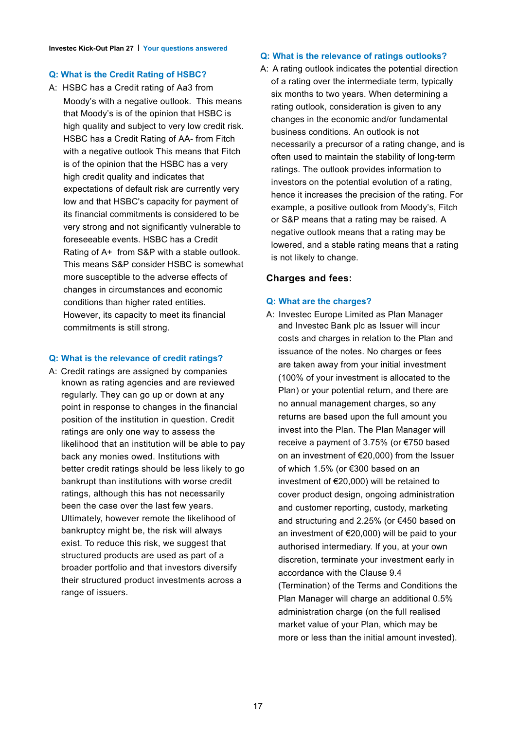### Q: What is the Credit Rating of HSBC?

A: HSBC has a Credit rating of Aa3 from Moody's with a negative outlook. This means that Moody's is of the opinion that HSBC is high quality and subject to very low credit risk. HSBC has a Credit Rating of AA- from Fitch with a negative outlook This means that Fitch is of the opinion that the HSBC has a very high credit quality and indicates that expectations of default risk are currently very low and that HSBC's capacity for payment of its financial commitments is considered to be very strong and not significantly vulnerable to foreseeable events. HSBC has a Credit Rating of A+ from S&P with a stable outlook. This means S&P consider HSBC is somewhat more susceptible to the adverse effects of changes in circumstances and economic conditions than higher rated entities. However, its capacity to meet its financial commitments is still strong.

### Q: What is the relevance of credit ratings?

A: Credit ratings are assigned by companies known as rating agencies and are reviewed regularly. They can go up or down at any point in response to changes in the financial position of the institution in question. Credit ratings are only one way to assess the likelihood that an institution will be able to pay back any monies owed. Institutions with better credit ratings should be less likely to go bankrupt than institutions with worse credit ratings, although this has not necessarily been the case over the last few years. Ultimately, however remote the likelihood of bankruptcy might be, the risk will always exist. To reduce this risk, we suggest that structured products are used as part of a broader portfolio and that investors diversify their structured product investments across a range of issuers.

### Q: What is the relevance of ratings outlooks?

A: A rating outlook indicates the potential direction of a rating over the intermediate term, typically six months to two years. When determining a rating outlook, consideration is given to any changes in the economic and/or fundamental business conditions. An outlook is not necessarily a precursor of a rating change, and is often used to maintain the stability of long-term ratings. The outlook provides information to investors on the potential evolution of a rating, hence it increases the precision of the rating. For example, a positive outlook from Moody's, Fitch or S&P means that a rating may be raised. A negative outlook means that a rating may be lowered, and a stable rating means that a rating is not likely to change.

## Charges and fees:

### Q: What are the charges?

A: Investec Europe Limited as Plan Manager and Investec Bank plc as Issuer will incur costs and charges in relation to the Plan and issuance of the notes. No charges or fees are taken away from your initial investment (100% of your investment is allocated to the Plan) or your potential return, and there are no annual management charges, so any returns are based upon the full amount you invest into the Plan. The Plan Manager will receive a payment of 3.75% (or €750 based on an investment of €20,000) from the Issuer of which 1.5% (or €300 based on an investment of €20,000) will be retained to cover product design, ongoing administration and customer reporting, custody, marketing and structuring and 2.25% (or €450 based on an investment of €20,000) will be paid to your authorised intermediary. If you, at your own discretion, terminate your investment early in accordance with the Clause 9.4 (Termination) of the Terms and Conditions the Plan Manager will charge an additional 0.5% administration charge (on the full realised market value of your Plan, which may be more or less than the initial amount invested).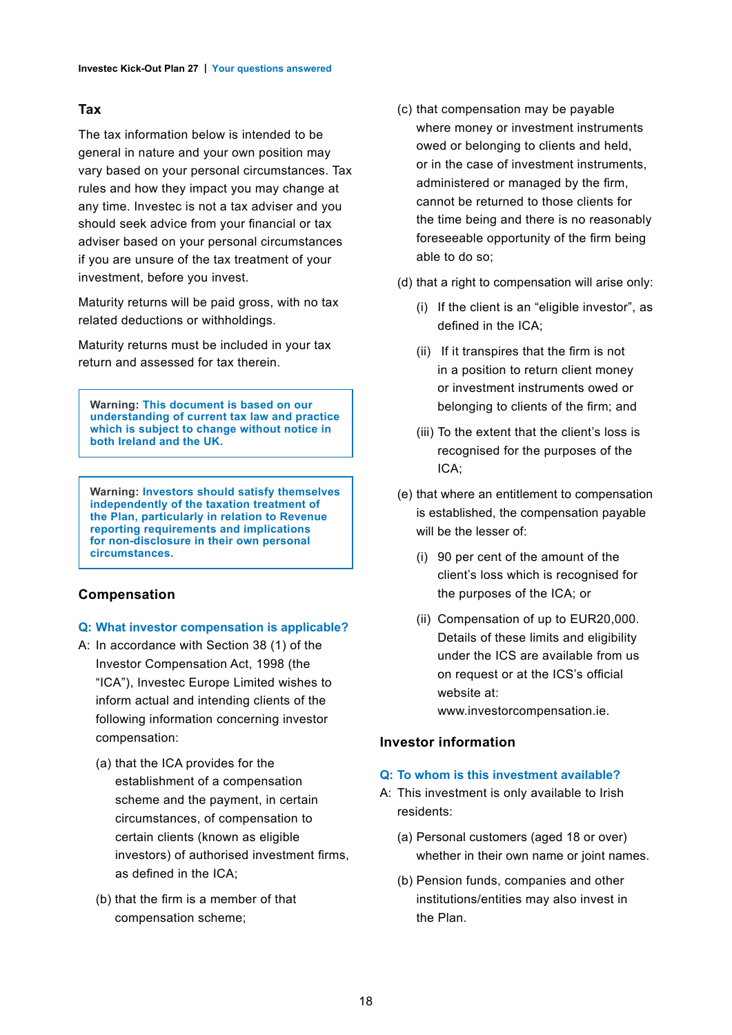## Tax

The tax information below is intended to be general in nature and your own position may vary based on your personal circumstances. Tax rules and how they impact you may change at any time. Investec is not a tax adviser and you should seek advice from your financial or tax adviser based on your personal circumstances if you are unsure of the tax treatment of your investment, before you invest.

Maturity returns will be paid gross, with no tax related deductions or withholdings.

Maturity returns must be included in your tax return and assessed for tax therein.

> **Warning: This document is based on our understanding of current tax law and practice which is subject to change without notice in both Ireland and the UK.**

> **Warning: Investors should satisfy themselves independently of the taxation treatment of the Plan, particularly in relation to Revenue reporting requirements and implications for non-disclosure in their own personal circumstances.**

## Compensation

**Q: What investor compensation is applicable?**

A: In accordance with Section 38 (1) of the Investor Compensation Act, 1998 (the "ICA"), Investec Europe Limited wishes to inform actual and intending clients of the following information concerning investor compensation:

(a) that the ICA provides for the establishment of a compensation scheme and the payment, in certain circumstances, of compensation to certain clients (known as eligible investors) of authorised investment firms, as defined in the ICA;

(b) that the firm is a member of that compensation scheme;

(c) that compensation may be payable where money or investment instruments owed or belonging to clients and held, or in the case of investment instruments, administered or managed by the firm, cannot be returned to those clients for the time being and there is no reasonably foreseeable opportunity of the firm being able to do so;

(d) that a right to compensation will arise only:

(i) If the client is an "eligible investor", as defined in the ICA;

(ii) If it transpires that the firm is not in a position to return client money or investment instruments owed or belonging to clients of the firm; and

(iii) To the extent that the client's loss is recognised for the purposes of the ICA;

(e) that where an entitlement to compensation is established, the compensation payable will be the lesser of:

(i) 90 per cent of the amount of the client's loss which is recognised for the purposes of the ICA; or

(ii) Compensation of up to EUR20,000. Details of these limits and eligibility under the ICS are available from us on request or at the ICS's official website at: www.investorcompensation.ie.

## Investor information

**Q: To whom is this investment available?**

A: This investment is only available to Irish residents:

(a) Personal customers (aged 18 or over) whether in their own name or joint names.

(b) Pension funds, companies and other institutions/entities may also invest in the Plan.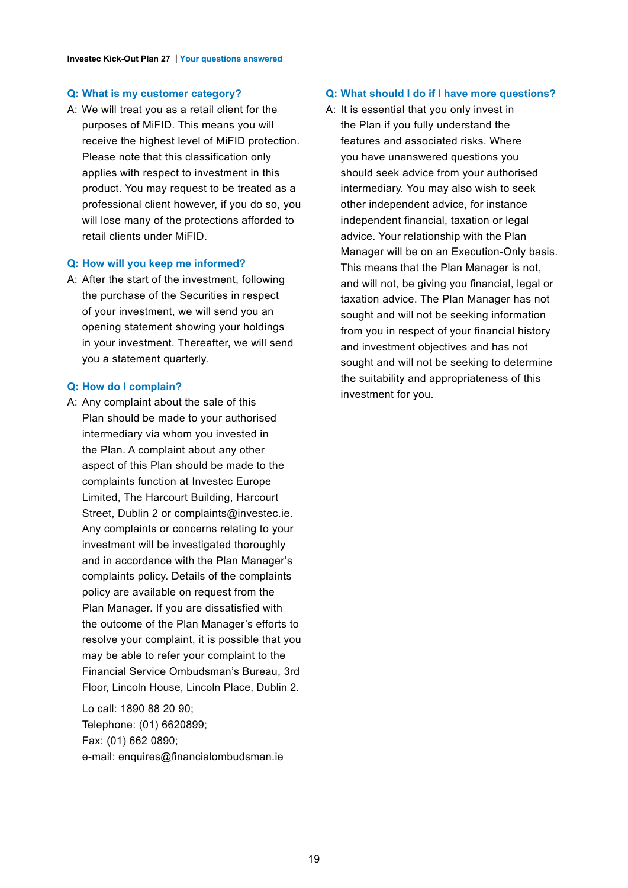### Q: What is my customer category?

A: We will treat you as a retail client for the purposes of MiFID. This means you will receive the highest level of MiFID protection. Please note that this classification only applies with respect to investment in this product. You may request to be treated as a professional client however, if you do so, you will lose many of the protections afforded to retail clients under MiFID.

### Q: How will you keep me informed?

A: After the start of the investment, following the purchase of the Securities in respect of your investment, we will send you an opening statement showing your holdings in your investment. Thereafter, we will send you a statement quarterly.

### Q: How do I complain?

A: Any complaint about the sale of this Plan should be made to your authorised intermediary via whom you invested in the Plan. A complaint about any other aspect of this Plan should be made to the complaints function at Investec Europe Limited, The Harcourt Building, Harcourt Street, Dublin 2 or complaints@investec.ie. Any complaints or concerns relating to your investment will be investigated thoroughly and in accordance with the Plan Manager's complaints policy. Details of the complaints policy are available on request from the Plan Manager. If you are dissatisfied with the outcome of the Plan Manager's efforts to resolve your complaint, it is possible that you may be able to refer your complaint to the Financial Service Ombudsman's Bureau, 3rd Floor, Lincoln House, Lincoln Place, Dublin 2.

Lo call: 1890 88 20 90;
Telephone: (01) 6620899;
Fax: (01) 662 0890;
e-mail: enquires@financialombudsman.ie

### Q: What should I do if I have more questions?

A: It is essential that you only invest in the Plan if you fully understand the features and associated risks. Where you have unanswered questions you should seek advice from your authorised intermediary. You may also wish to seek other independent advice, for instance independent financial, taxation or legal advice. Your relationship with the Plan Manager will be on an Execution-Only basis. This means that the Plan Manager is not, and will not, be giving you financial, legal or taxation advice. The Plan Manager has not sought and will not be seeking information from you in respect of your financial history and investment objectives and has not sought and will not be seeking to determine the suitability and appropriateness of this investment for you.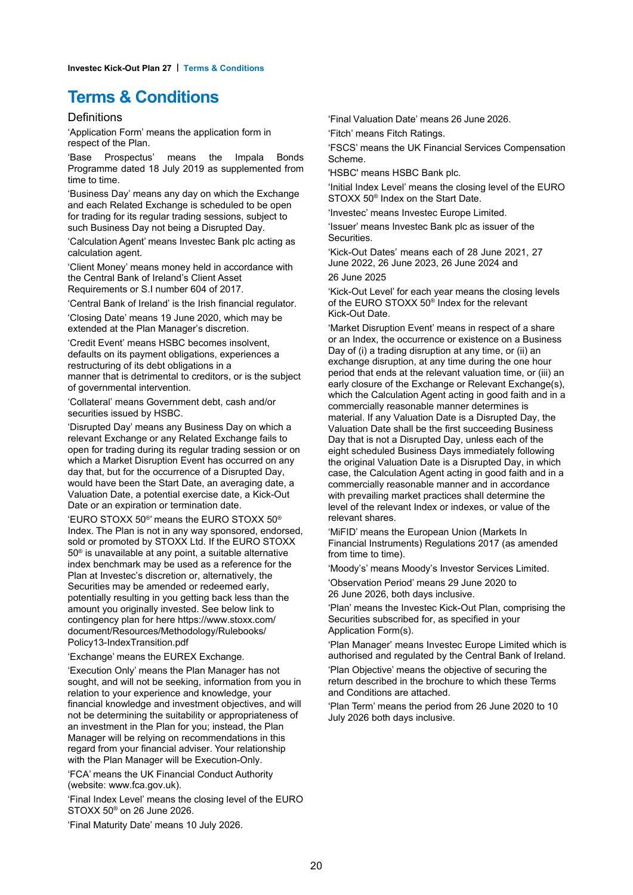# Terms & Conditions

## Definitions

'Application Form' means the application form in respect of the Plan.

'Base Prospectus' means the Impala Bonds Programme dated 18 July 2019 as supplemented from time to time.

'Business Day' means any day on which the Exchange and each Related Exchange is scheduled to be open for trading for its regular trading sessions, subject to such Business Day not being a Disrupted Day.

'Calculation Agent' means Investec Bank plc acting as calculation agent.

'Client Money' means money held in accordance with the Central Bank of Ireland's Client Asset Requirements or S.I number 604 of 2017.

'Central Bank of Ireland' is the Irish financial regulator.

'Closing Date' means 19 June 2020, which may be extended at the Plan Manager's discretion.

'Credit Event' means HSBC becomes insolvent, defaults on its payment obligations, experiences a restructuring of its debt obligations in a manner that is detrimental to creditors, or is the subject of governmental intervention.

'Collateral' means Government debt, cash and/or securities issued by HSBC.

'Disrupted Day' means any Business Day on which a relevant Exchange or any Related Exchange fails to open for trading during its regular trading session or on which a Market Disruption Event has occurred on any day that, but for the occurrence of a Disrupted Day, would have been the Start Date, an averaging date, a Valuation Date, a potential exercise date, a Kick-Out Date or an expiration or termination date.

'EURO STOXX 50®' means the EURO STOXX 50® Index. The Plan is not in any way sponsored, endorsed, sold or promoted by STOXX Ltd. If the EURO STOXX 50® is unavailable at any point, a suitable alternative index benchmark may be used as a reference for the Plan at Investec's discretion or, alternatively, the Securities may be amended or redeemed early, potentially resulting in you getting back less than the amount you originally invested. See below link to contingency plan for here https://www.stoxx.com/document/Resources/Methodology/Rulebooks/Policy13-IndexTransition.pdf

'Exchange' means the EUREX Exchange.

'Execution Only' means the Plan Manager has not sought, and will not be seeking, information from you in relation to your experience and knowledge, your financial knowledge and investment objectives, and will not be determining the suitability or appropriateness of an investment in the Plan for you; instead, the Plan Manager will be relying on recommendations in this regard from your financial adviser. Your relationship with the Plan Manager will be Execution-Only.

'FCA' means the UK Financial Conduct Authority (website: www.fca.gov.uk).

'Final Index Level' means the closing level of the EURO STOXX 50® on 26 June 2026.

'Final Maturity Date' means 10 July 2026.

'Final Valuation Date' means 26 June 2026.

'Fitch' means Fitch Ratings.

'FSCS' means the UK Financial Services Compensation Scheme.

'HSBC' means HSBC Bank plc.

'Initial Index Level' means the closing level of the EURO STOXX 50® Index on the Start Date.

'Investec' means Investec Europe Limited.

'Issuer' means Investec Bank plc as issuer of the Securities.

'Kick-Out Dates' means each of 28 June 2021, 27 June 2022, 26 June 2023, 26 June 2024 and 26 June 2025

'Kick-Out Level' for each year means the closing levels of the EURO STOXX 50® Index for the relevant Kick-Out Date.

'Market Disruption Event' means in respect of a share or an Index, the occurrence or existence on a Business Day of (i) a trading disruption at any time, or (ii) an exchange disruption, at any time during the one hour period that ends at the relevant valuation time, or (iii) an early closure of the Exchange or Relevant Exchange(s), which the Calculation Agent acting in good faith and in a commercially reasonable manner determines is material. If any Valuation Date is a Disrupted Day, the Valuation Date shall be the first succeeding Business Day that is not a Disrupted Day, unless each of the eight scheduled Business Days immediately following the original Valuation Date is a Disrupted Day, in which case, the Calculation Agent acting in good faith and in a commercially reasonable manner and in accordance with prevailing market practices shall determine the level of the relevant Index or indexes, or value of the relevant shares.

'MiFID' means the European Union (Markets In Financial Instruments) Regulations 2017 (as amended from time to time).

'Moody's' means Moody's Investor Services Limited.

'Observation Period' means 29 June 2020 to 26 June 2026, both days inclusive.

'Plan' means the Investec Kick-Out Plan, comprising the Securities subscribed for, as specified in your Application Form(s).

'Plan Manager' means Investec Europe Limited which is authorised and regulated by the Central Bank of Ireland.

'Plan Objective' means the objective of securing the return described in the brochure to which these Terms and Conditions are attached.

'Plan Term' means the period from 26 June 2020 to 10 July 2026 both days inclusive.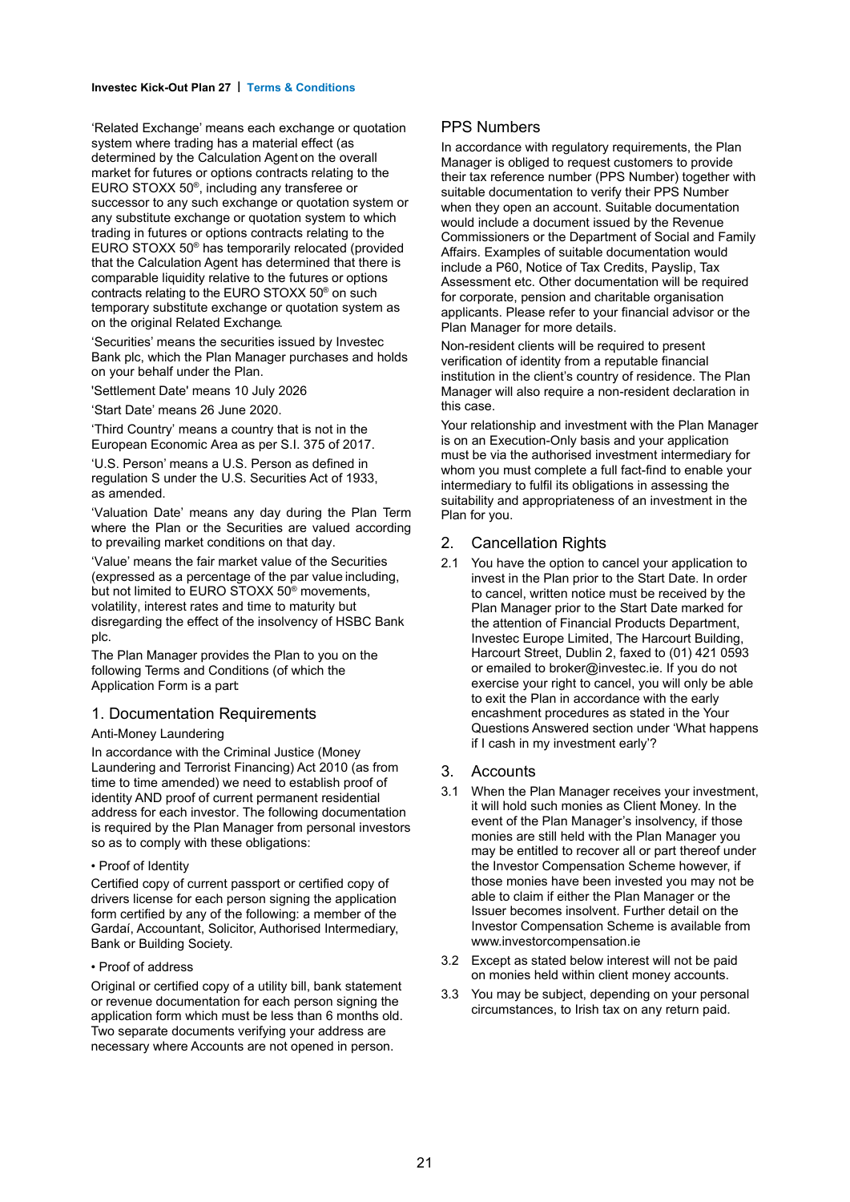'Related Exchange' means each exchange or quotation system where trading has a material effect (as determined by the Calculation Agent on the overall market for futures or options contracts relating to the EURO STOXX 50®, including any transferee or successor to any such exchange or quotation system or any substitute exchange or quotation system to which trading in futures or options contracts relating to the EURO STOXX 50® has temporarily relocated (provided that the Calculation Agent has determined that there is comparable liquidity relative to the futures or options contracts relating to the EURO STOXX 50® on such temporary substitute exchange or quotation system as on the original Related Exchange.

'Securities' means the securities issued by Investec Bank plc, which the Plan Manager purchases and holds on your behalf under the Plan.

'Settlement Date' means 10 July 2026

'Start Date' means 26 June 2020.

'Third Country' means a country that is not in the European Economic Area as per S.I. 375 of 2017.

'U.S. Person' means a U.S. Person as defined in regulation S under the U.S. Securities Act of 1933, as amended.

'Valuation Date' means any day during the Plan Term where the Plan or the Securities are valued according to prevailing market conditions on that day.

'Value' means the fair market value of the Securities (expressed as a percentage of the par value including, but not limited to EURO STOXX 50® movements, volatility, interest rates and time to maturity but disregarding the effect of the insolvency of HSBC Bank plc.

The Plan Manager provides the Plan to you on the following Terms and Conditions (of which the Application Form is a part:

## 1. Documentation Requirements

Anti-Money Laundering

In accordance with the Criminal Justice (Money Laundering and Terrorist Financing) Act 2010 (as from time to time amended) we need to establish proof of identity AND proof of current permanent residential address for each investor. The following documentation is required by the Plan Manager from personal investors so as to comply with these obligations:

• Proof of Identity

Certified copy of current passport or certified copy of drivers license for each person signing the application form certified by any of the following: a member of the Gardaí, Accountant, Solicitor, Authorised Intermediary, Bank or Building Society.

• Proof of address

Original or certified copy of a utility bill, bank statement or revenue documentation for each person signing the application form which must be less than 6 months old. Two separate documents verifying your address are necessary where Accounts are not opened in person.

### PPS Numbers

In accordance with regulatory requirements, the Plan Manager is obliged to request customers to provide their tax reference number (PPS Number) together with suitable documentation to verify their PPS Number when they open an account. Suitable documentation would include a document issued by the Revenue Commissioners or the Department of Social and Family Affairs. Examples of suitable documentation would include a P60, Notice of Tax Credits, Payslip, Tax Assessment etc. Other documentation will be required for corporate, pension and charitable organisation applicants. Please refer to your financial advisor or the Plan Manager for more details.

Non-resident clients will be required to present verification of identity from a reputable financial institution in the client's country of residence. The Plan Manager will also require a non-resident declaration in this case.

Your relationship and investment with the Plan Manager is on an Execution-Only basis and your application must be via the authorised investment intermediary for whom you must complete a full fact-find to enable your intermediary to fulfil its obligations in assessing the suitability and appropriateness of an investment in the Plan for you.

## 2. Cancellation Rights

2.1 You have the option to cancel your application to invest in the Plan prior to the Start Date. In order to cancel, written notice must be received by the Plan Manager prior to the Start Date marked for the attention of Financial Products Department, Investec Europe Limited, The Harcourt Building, Harcourt Street, Dublin 2, faxed to (01) 421 0593 or emailed to broker@investec.ie. If you do not exercise your right to cancel, you will only be able to exit the Plan in accordance with the early encashment procedures as stated in the Your Questions Answered section under 'What happens if I cash in my investment early'?

## 3. Accounts

3.1 When the Plan Manager receives your investment, it will hold such monies as Client Money. In the event of the Plan Manager's insolvency, if those monies are still held with the Plan Manager you may be entitled to recover all or part thereof under the Investor Compensation Scheme however, if those monies have been invested you may not be able to claim if either the Plan Manager or the Issuer becomes insolvent. Further detail on the Investor Compensation Scheme is available from www.investorcompensation.ie

3.2 Except as stated below interest will not be paid on monies held within client money accounts.

3.3 You may be subject, depending on your personal circumstances, to Irish tax on any return paid.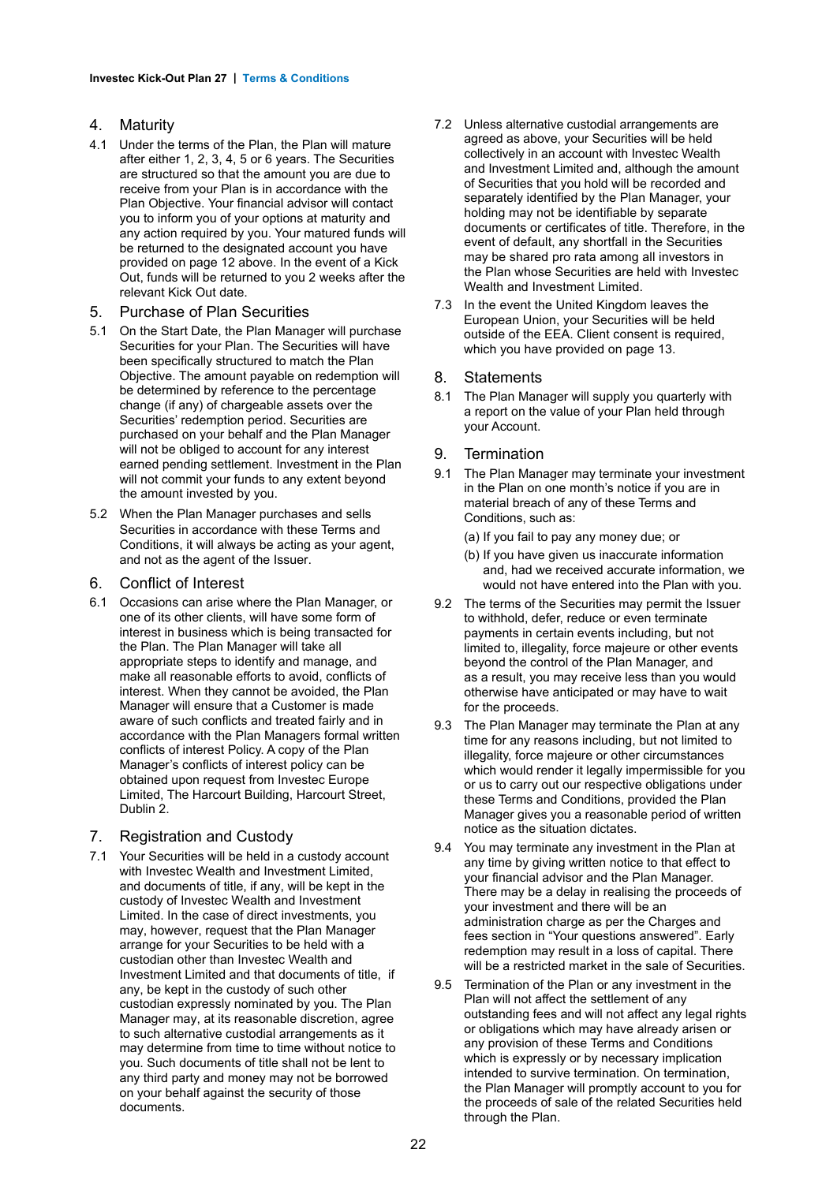## 4. Maturity

4.1 Under the terms of the Plan, the Plan will mature after either 1, 2, 3, 4, 5 or 6 years. The Securities are structured so that the amount you are due to receive from your Plan is in accordance with the Plan Objective. Your financial advisor will contact you to inform you of your options at maturity and any action required by you. Your matured funds will be returned to the designated account you have provided on page 12 above. In the event of a Kick Out, funds will be returned to you 2 weeks after the relevant Kick Out date.

## 5. Purchase of Plan Securities

5.1 On the Start Date, the Plan Manager will purchase Securities for your Plan. The Securities will have been specifically structured to match the Plan Objective. The amount payable on redemption will be determined by reference to the percentage change (if any) of chargeable assets over the Securities' redemption period. Securities are purchased on your behalf and the Plan Manager will not be obliged to account for any interest earned pending settlement. Investment in the Plan will not commit your funds to any extent beyond the amount invested by you.

5.2 When the Plan Manager purchases and sells Securities in accordance with these Terms and Conditions, it will always be acting as your agent, and not as the agent of the Issuer.

## 6. Conflict of Interest

6.1 Occasions can arise where the Plan Manager, or one of its other clients, will have some form of interest in business which is being transacted for the Plan. The Plan Manager will take all appropriate steps to identify and manage, and make all reasonable efforts to avoid, conflicts of interest. When they cannot be avoided, the Plan Manager will ensure that a Customer is made aware of such conflicts and treated fairly and in accordance with the Plan Managers formal written conflicts of interest Policy. A copy of the Plan Manager's conflicts of interest policy can be obtained upon request from Investec Europe Limited, The Harcourt Building, Harcourt Street, Dublin 2.

## 7. Registration and Custody

7.1 Your Securities will be held in a custody account with Investec Wealth and Investment Limited, and documents of title, if any, will be kept in the custody of Investec Wealth and Investment Limited. In the case of direct investments, you may, however, request that the Plan Manager arrange for your Securities to be held with a custodian other than Investec Wealth and Investment Limited and that documents of title, if any, be kept in the custody of such other custodian expressly nominated by you. The Plan Manager may, at its reasonable discretion, agree to such alternative custodial arrangements as it may determine from time to time without notice to you. Such documents of title shall not be lent to any third party and money may not be borrowed on your behalf against the security of those documents.

7.2 Unless alternative custodial arrangements are agreed as above, your Securities will be held collectively in an account with Investec Wealth and Investment Limited and, although the amount of Securities that you hold will be recorded and separately identified by the Plan Manager, your holding may not be identifiable by separate documents or certificates of title. Therefore, in the event of default, any shortfall in the Securities may be shared pro rata among all investors in the Plan whose Securities are held with Investec Wealth and Investment Limited.

7.3 In the event the United Kingdom leaves the European Union, your Securities will be held outside of the EEA. Client consent is required, which you have provided on page 13.

## 8. Statements

8.1 The Plan Manager will supply you quarterly with a report on the value of your Plan held through your Account.

## 9. Termination

9.1 The Plan Manager may terminate your investment in the Plan on one month's notice if you are in material breach of any of these Terms and Conditions, such as:

(a) If you fail to pay any money due; or

(b) If you have given us inaccurate information and, had we received accurate information, we would not have entered into the Plan with you.

9.2 The terms of the Securities may permit the Issuer to withhold, defer, reduce or even terminate payments in certain events including, but not limited to, illegality, force majeure or other events beyond the control of the Plan Manager, and as a result, you may receive less than you would otherwise have anticipated or may have to wait for the proceeds.

9.3 The Plan Manager may terminate the Plan at any time for any reasons including, but not limited to illegality, force majeure or other circumstances which would render it legally impermissible for you or us to carry out our respective obligations under these Terms and Conditions, provided the Plan Manager gives you a reasonable period of written notice as the situation dictates.

9.4 You may terminate any investment in the Plan at any time by giving written notice to that effect to your financial advisor and the Plan Manager. There may be a delay in realising the proceeds of your investment and there will be an administration charge as per the Charges and fees section in "Your questions answered". Early redemption may result in a loss of capital. There will be a restricted market in the sale of Securities.

9.5 Termination of the Plan or any investment in the Plan will not affect the settlement of any outstanding fees and will not affect any legal rights or obligations which may have already arisen or any provision of these Terms and Conditions which is expressly or by necessary implication intended to survive termination. On termination, the Plan Manager will promptly account to you for the proceeds of sale of the related Securities held through the Plan.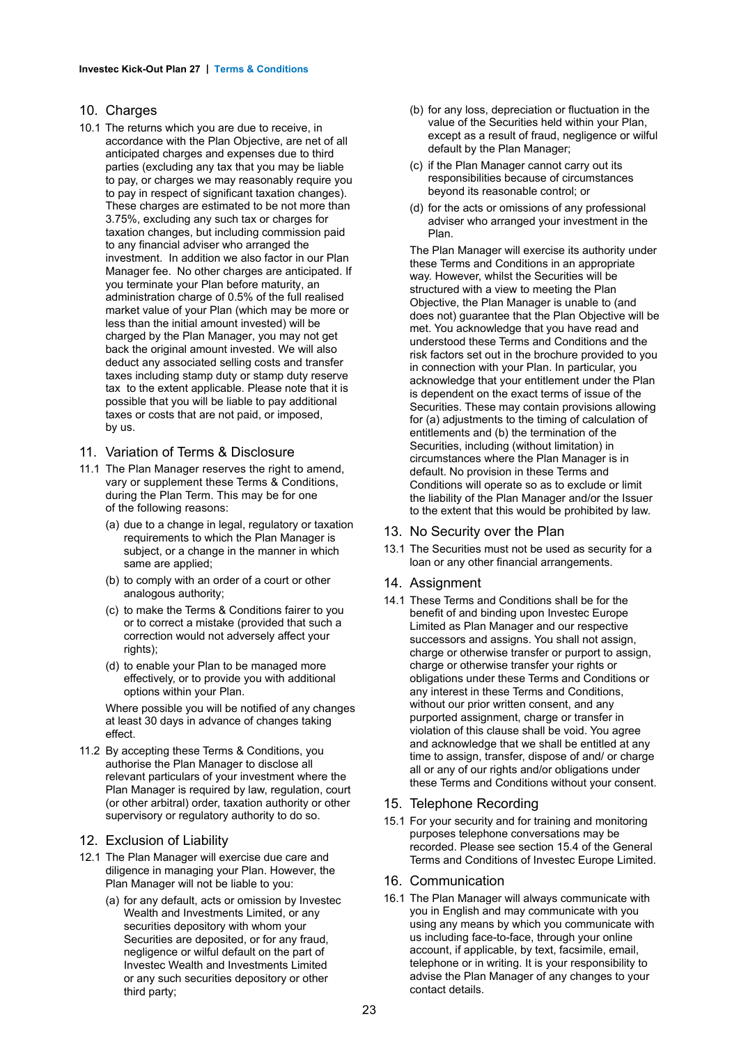## 10. Charges

10.1 The returns which you are due to receive, in accordance with the Plan Objective, are net of all anticipated charges and expenses due to third parties (excluding any tax that you may be liable to pay, or charges we may reasonably require you to pay in respect of significant taxation changes). These charges are estimated to be not more than 3.75%, excluding any such tax or charges for taxation changes, but including commission paid to any financial adviser who arranged the investment. In addition we also factor in our Plan Manager fee. No other charges are anticipated. If you terminate your Plan before maturity, an administration charge of 0.5% of the full realised market value of your Plan (which may be more or less than the initial amount invested) will be charged by the Plan Manager, you may not get back the original amount invested. We will also deduct any associated selling costs and transfer taxes including stamp duty or stamp duty reserve tax to the extent applicable. Please note that it is possible that you will be liable to pay additional taxes or costs that are not paid, or imposed, by us.

## 11. Variation of Terms & Disclosure

11.1 The Plan Manager reserves the right to amend, vary or supplement these Terms & Conditions, during the Plan Term. This may be for one of the following reasons:

- (a) due to a change in legal, regulatory or taxation requirements to which the Plan Manager is subject, or a change in the manner in which same are applied;
- (b) to comply with an order of a court or other analogous authority;
- (c) to make the Terms & Conditions fairer to you or to correct a mistake (provided that such a correction would not adversely affect your rights);
- (d) to enable your Plan to be managed more effectively, or to provide you with additional options within your Plan.

Where possible you will be notified of any changes at least 30 days in advance of changes taking effect.

11.2 By accepting these Terms & Conditions, you authorise the Plan Manager to disclose all relevant particulars of your investment where the Plan Manager is required by law, regulation, court (or other arbitral) order, taxation authority or other supervisory or regulatory authority to do so.

## 12. Exclusion of Liability

12.1 The Plan Manager will exercise due care and diligence in managing your Plan. However, the Plan Manager will not be liable to you:

- (a) for any default, acts or omission by Investec Wealth and Investments Limited, or any securities depository with whom your Securities are deposited, or for any fraud, negligence or wilful default on the part of Investec Wealth and Investments Limited or any such securities depository or other third party;
- (b) for any loss, depreciation or fluctuation in the value of the Securities held within your Plan, except as a result of fraud, negligence or wilful default by the Plan Manager;
- (c) if the Plan Manager cannot carry out its responsibilities because of circumstances beyond its reasonable control; or
- (d) for the acts or omissions of any professional adviser who arranged your investment in the Plan.

The Plan Manager will exercise its authority under these Terms and Conditions in an appropriate way. However, whilst the Securities will be structured with a view to meeting the Plan Objective, the Plan Manager is unable to (and does not) guarantee that the Plan Objective will be met. You acknowledge that you have read and understood these Terms and Conditions and the risk factors set out in the brochure provided to you in connection with your Plan. In particular, you acknowledge that your entitlement under the Plan is dependent on the exact terms of issue of the Securities. These may contain provisions allowing for (a) adjustments to the timing of calculation of entitlements and (b) the termination of the Securities, including (without limitation) in circumstances where the Plan Manager is in default. No provision in these Terms and Conditions will operate so as to exclude or limit the liability of the Plan Manager and/or the Issuer to the extent that this would be prohibited by law.

## 13. No Security over the Plan

13.1 The Securities must not be used as security for a loan or any other financial arrangements.

## 14. Assignment

14.1 These Terms and Conditions shall be for the benefit of and binding upon Investec Europe Limited as Plan Manager and our respective successors and assigns. You shall not assign, charge or otherwise transfer or purport to assign, charge or otherwise transfer your rights or obligations under these Terms and Conditions or any interest in these Terms and Conditions, without our prior written consent, and any purported assignment, charge or transfer in violation of this clause shall be void. You agree and acknowledge that we shall be entitled at any time to assign, transfer, dispose of and/ or charge all or any of our rights and/or obligations under these Terms and Conditions without your consent.

## 15. Telephone Recording

15.1 For your security and for training and monitoring purposes telephone conversations may be recorded. Please see section 15.4 of the General Terms and Conditions of Investec Europe Limited.

## 16. Communication

16.1 The Plan Manager will always communicate with you in English and may communicate with you using any means by which you communicate with us including face-to-face, through your online account, if applicable, by text, facsimile, email, telephone or in writing. It is your responsibility to advise the Plan Manager of any changes to your contact details.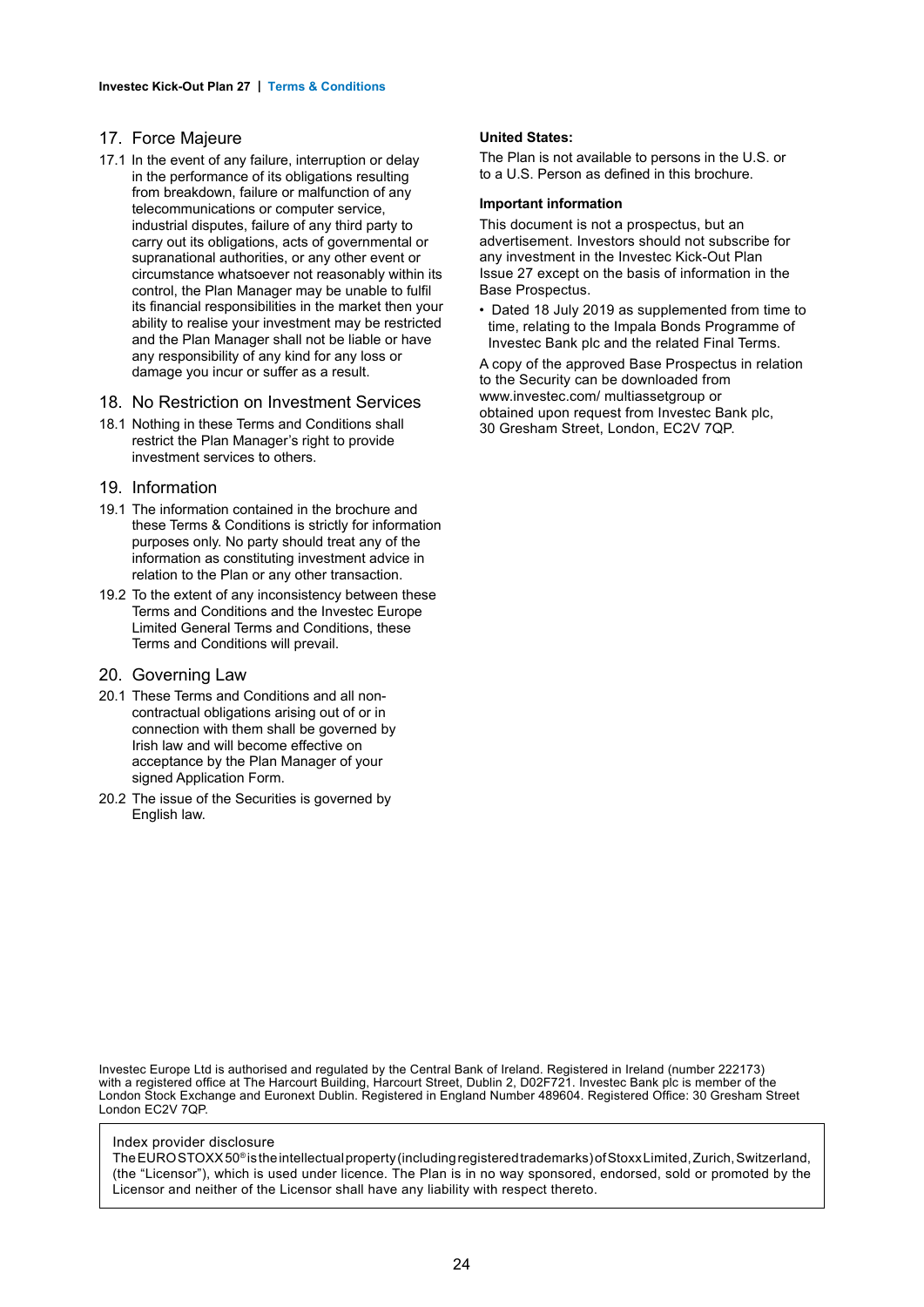## 17. Force Majeure

17.1 In the event of any failure, interruption or delay in the performance of its obligations resulting from breakdown, failure or malfunction of any telecommunications or computer service, industrial disputes, failure of any third party to carry out its obligations, acts of governmental or supranational authorities, or any other event or circumstance whatsoever not reasonably within its control, the Plan Manager may be unable to fulfil its financial responsibilities in the market then your ability to realise your investment may be restricted and the Plan Manager shall not be liable or have any responsibility of any kind for any loss or damage you incur or suffer as a result.

## 18. No Restriction on Investment Services

18.1 Nothing in these Terms and Conditions shall restrict the Plan Manager's right to provide investment services to others.

## 19. Information

19.1 The information contained in the brochure and these Terms & Conditions is strictly for information purposes only. No party should treat any of the information as constituting investment advice in relation to the Plan or any other transaction.

19.2 To the extent of any inconsistency between these Terms and Conditions and the Investec Europe Limited General Terms and Conditions, these Terms and Conditions will prevail.

## 20. Governing Law

20.1 These Terms and Conditions and all non-contractual obligations arising out of or in connection with them shall be governed by Irish law and will become effective on acceptance by the Plan Manager of your signed Application Form.

20.2 The issue of the Securities is governed by English law.

**United States:**

The Plan is not available to persons in the U.S. or to a U.S. Person as defined in this brochure.

**Important information**

This document is not a prospectus, but an advertisement. Investors should not subscribe for any investment in the Investec Kick-Out Plan Issue 27 except on the basis of information in the Base Prospectus.

- Dated 18 July 2019 as supplemented from time to time, relating to the Impala Bonds Programme of Investec Bank plc and the related Final Terms.

A copy of the approved Base Prospectus in relation to the Security can be downloaded from www.investec.com/ multiassetgroup or obtained upon request from Investec Bank plc, 30 Gresham Street, London, EC2V 7QP.

Investec Europe Ltd is authorised and regulated by the Central Bank of Ireland. Registered in Ireland (number 222173) with a registered office at The Harcourt Building, Harcourt Street, Dublin 2, D02F721. Investec Bank plc is member of the London Stock Exchange and Euronext Dublin. Registered in England Number 489604. Registered Office: 30 Gresham Street London EC2V 7QP.

Index provider disclosure

The EURO STOXX 50® is the intellectual property (including registered trademarks) of Stoxx Limited, Zurich, Switzerland, (the "Licensor"), which is used under licence. The Plan is in no way sponsored, endorsed, sold or promoted by the Licensor and neither of the Licensor shall have any liability with respect thereto.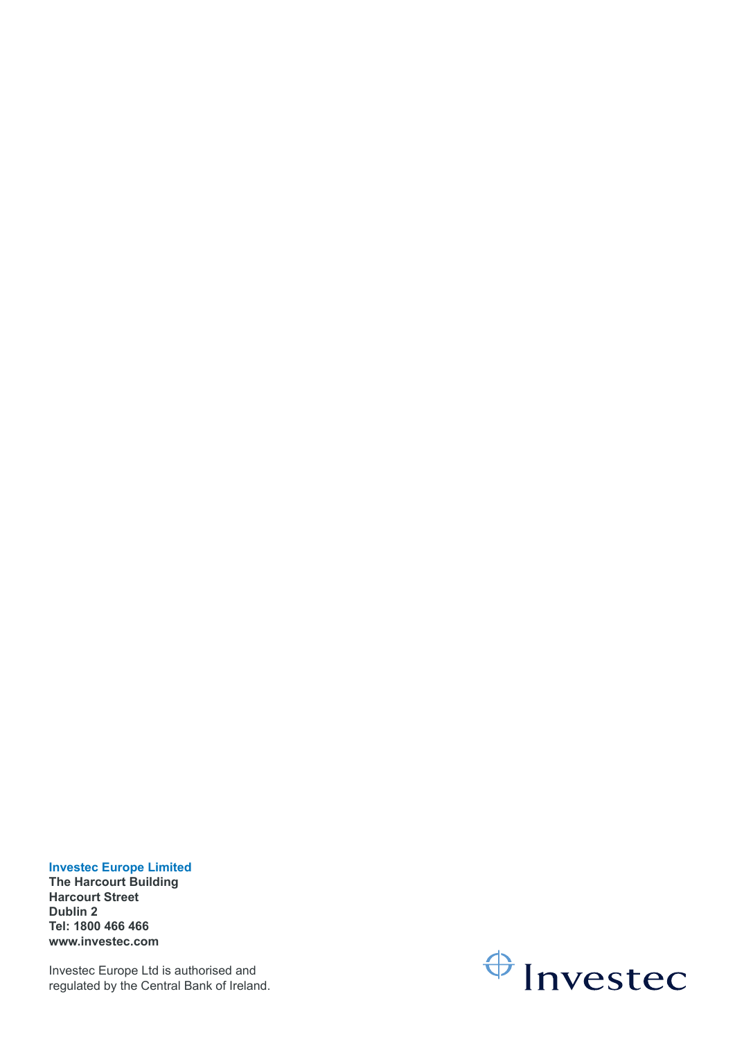**Investec Europe Limited**
**The Harcourt Building**
**Harcourt Street**
**Dublin 2**
**Tel: 1800 466 466**
**www.investec.com**

Investec Europe Ltd is authorised and regulated by the Central Bank of Ireland.

Investec